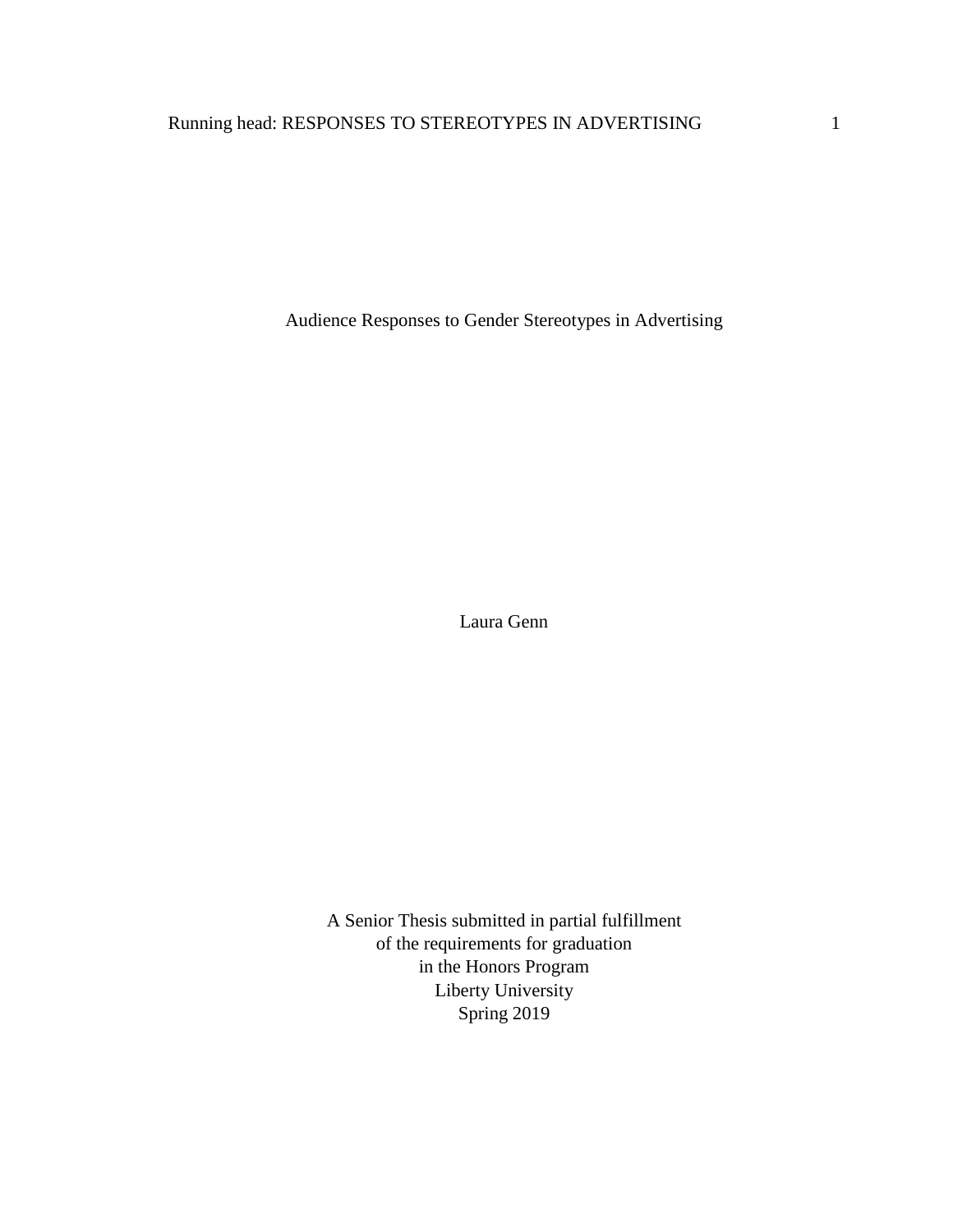# Audience Responses to Gender Stereotypes in Advertising

Laura Genn

A Senior Thesis submitted in partial fulfillment
of the requirements for graduation
in the Honors Program
Liberty University
Spring 2019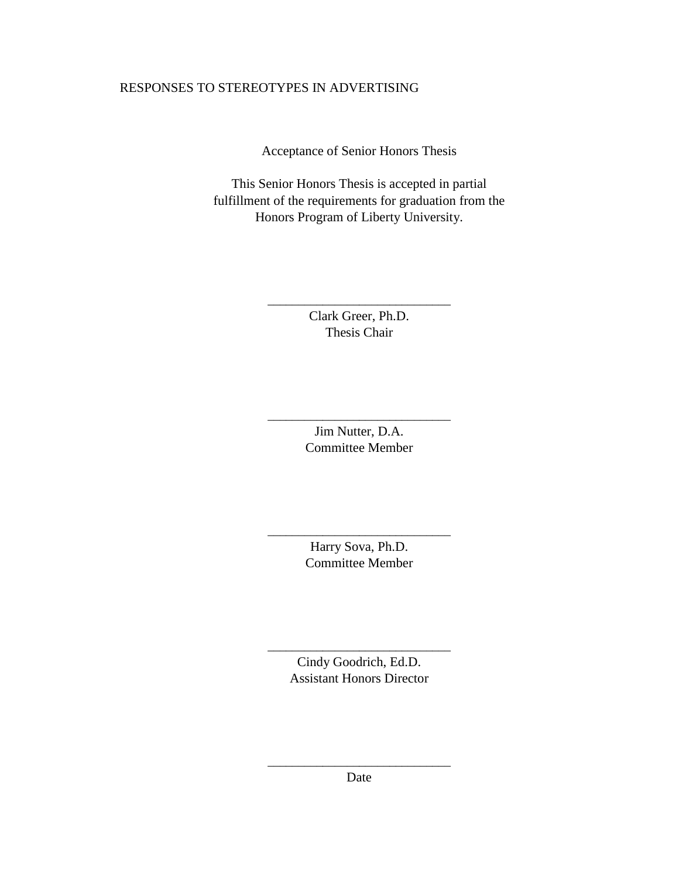Acceptance of Senior Honors Thesis

This Senior Honors Thesis is accepted in partial fulfillment of the requirements for graduation from the Honors Program of Liberty University.

______________________________
Clark Greer, Ph.D.
Thesis Chair

______________________________
Jim Nutter, D.A.
Committee Member

______________________________
Harry Sova, Ph.D.
Committee Member

______________________________
Cindy Goodrich, Ed.D.
Assistant Honors Director

______________________________
Date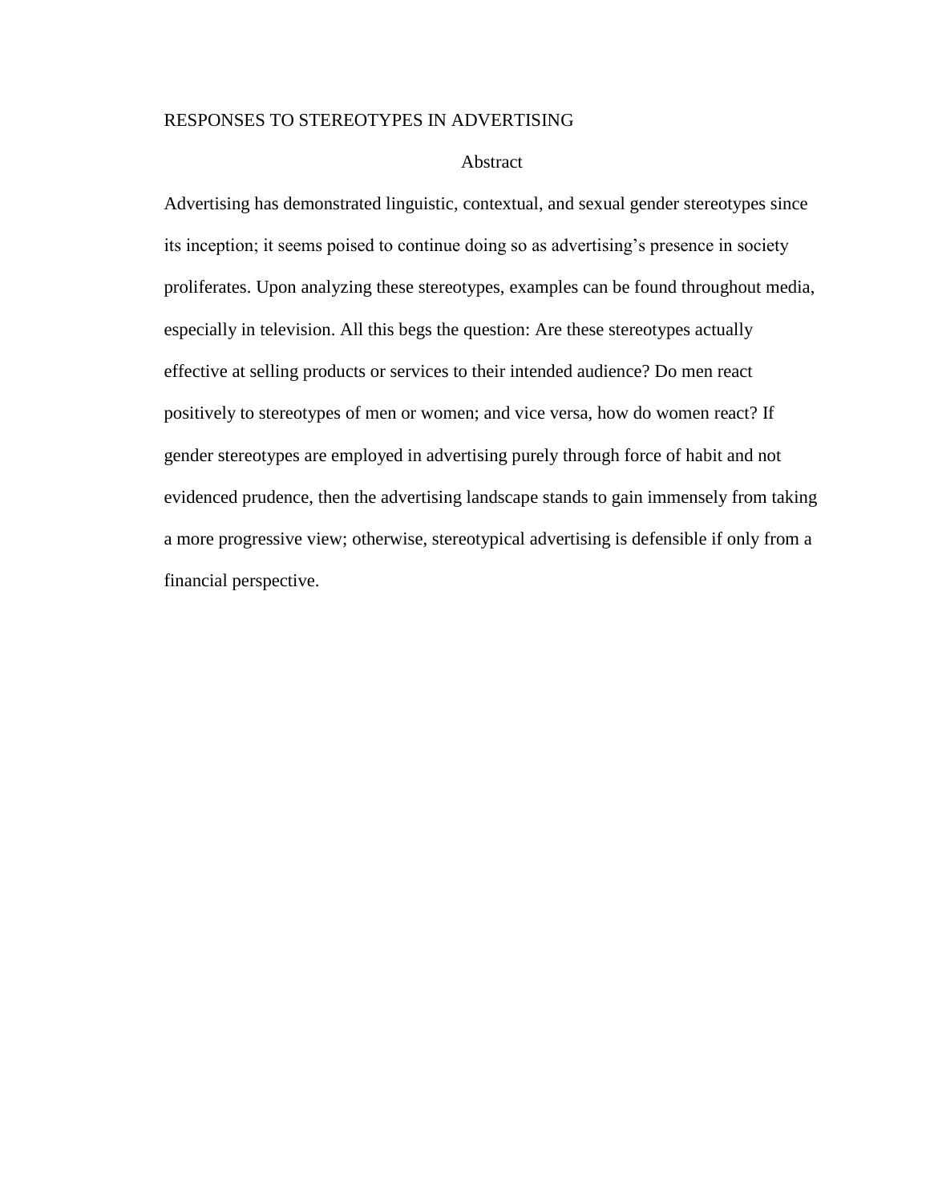## Abstract

Advertising has demonstrated linguistic, contextual, and sexual gender stereotypes since its inception; it seems poised to continue doing so as advertising's presence in society proliferates. Upon analyzing these stereotypes, examples can be found throughout media, especially in television. All this begs the question: Are these stereotypes actually effective at selling products or services to their intended audience? Do men react positively to stereotypes of men or women; and vice versa, how do women react? If gender stereotypes are employed in advertising purely through force of habit and not evidenced prudence, then the advertising landscape stands to gain immensely from taking a more progressive view; otherwise, stereotypical advertising is defensible if only from a financial perspective.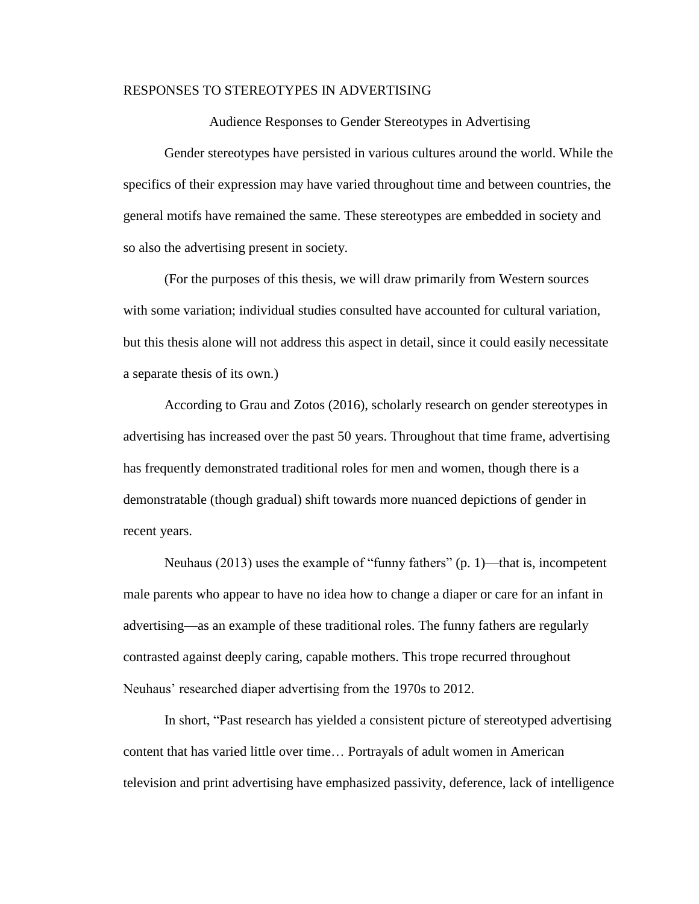# Audience Responses to Gender Stereotypes in Advertising

Gender stereotypes have persisted in various cultures around the world. While the specifics of their expression may have varied throughout time and between countries, the general motifs have remained the same. These stereotypes are embedded in society and so also the advertising present in society.

(For the purposes of this thesis, we will draw primarily from Western sources with some variation; individual studies consulted have accounted for cultural variation, but this thesis alone will not address this aspect in detail, since it could easily necessitate a separate thesis of its own.)

According to Grau and Zotos (2016), scholarly research on gender stereotypes in advertising has increased over the past 50 years. Throughout that time frame, advertising has frequently demonstrated traditional roles for men and women, though there is a demonstratable (though gradual) shift towards more nuanced depictions of gender in recent years.

Neuhaus (2013) uses the example of "funny fathers" (p. 1)—that is, incompetent male parents who appear to have no idea how to change a diaper or care for an infant in advertising—as an example of these traditional roles. The funny fathers are regularly contrasted against deeply caring, capable mothers. This trope recurred throughout Neuhaus' researched diaper advertising from the 1970s to 2012.

In short, "Past research has yielded a consistent picture of stereotyped advertising content that has varied little over time… Portrayals of adult women in American television and print advertising have emphasized passivity, deference, lack of intelligence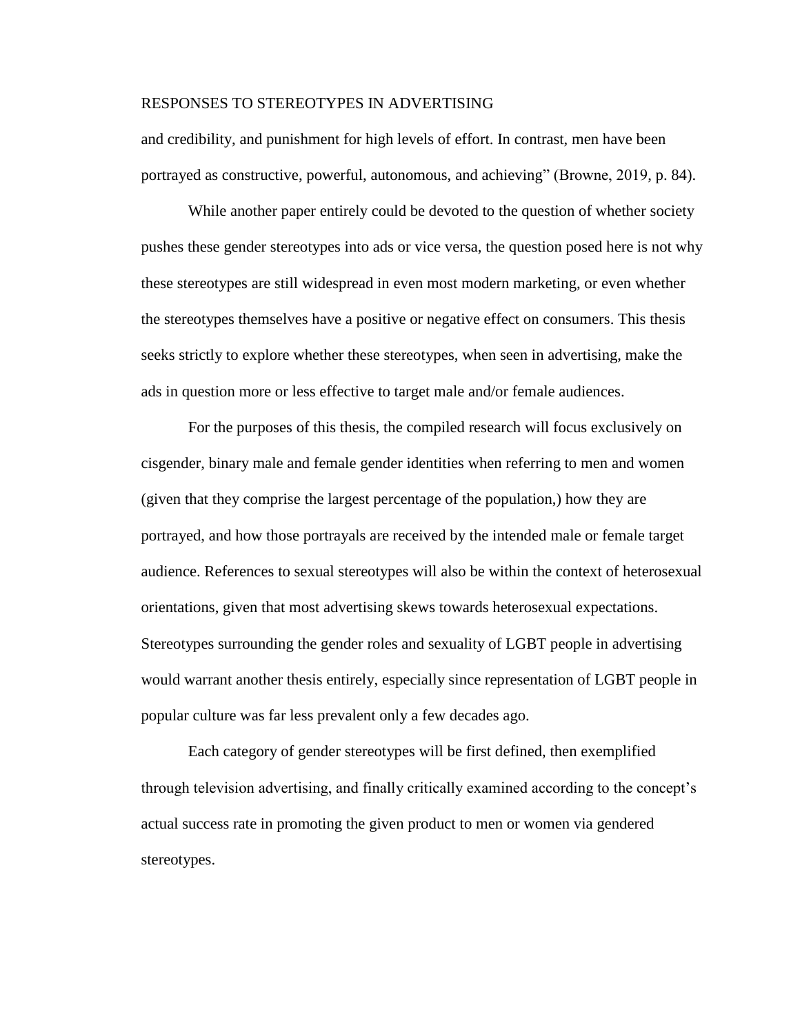and credibility, and punishment for high levels of effort. In contrast, men have been portrayed as constructive, powerful, autonomous, and achieving" (Browne, 2019, p. 84).

While another paper entirely could be devoted to the question of whether society pushes these gender stereotypes into ads or vice versa, the question posed here is not why these stereotypes are still widespread in even most modern marketing, or even whether the stereotypes themselves have a positive or negative effect on consumers. This thesis seeks strictly to explore whether these stereotypes, when seen in advertising, make the ads in question more or less effective to target male and/or female audiences.

For the purposes of this thesis, the compiled research will focus exclusively on cisgender, binary male and female gender identities when referring to men and women (given that they comprise the largest percentage of the population,) how they are portrayed, and how those portrayals are received by the intended male or female target audience. References to sexual stereotypes will also be within the context of heterosexual orientations, given that most advertising skews towards heterosexual expectations. Stereotypes surrounding the gender roles and sexuality of LGBT people in advertising would warrant another thesis entirely, especially since representation of LGBT people in popular culture was far less prevalent only a few decades ago.

Each category of gender stereotypes will be first defined, then exemplified through television advertising, and finally critically examined according to the concept's actual success rate in promoting the given product to men or women via gendered stereotypes.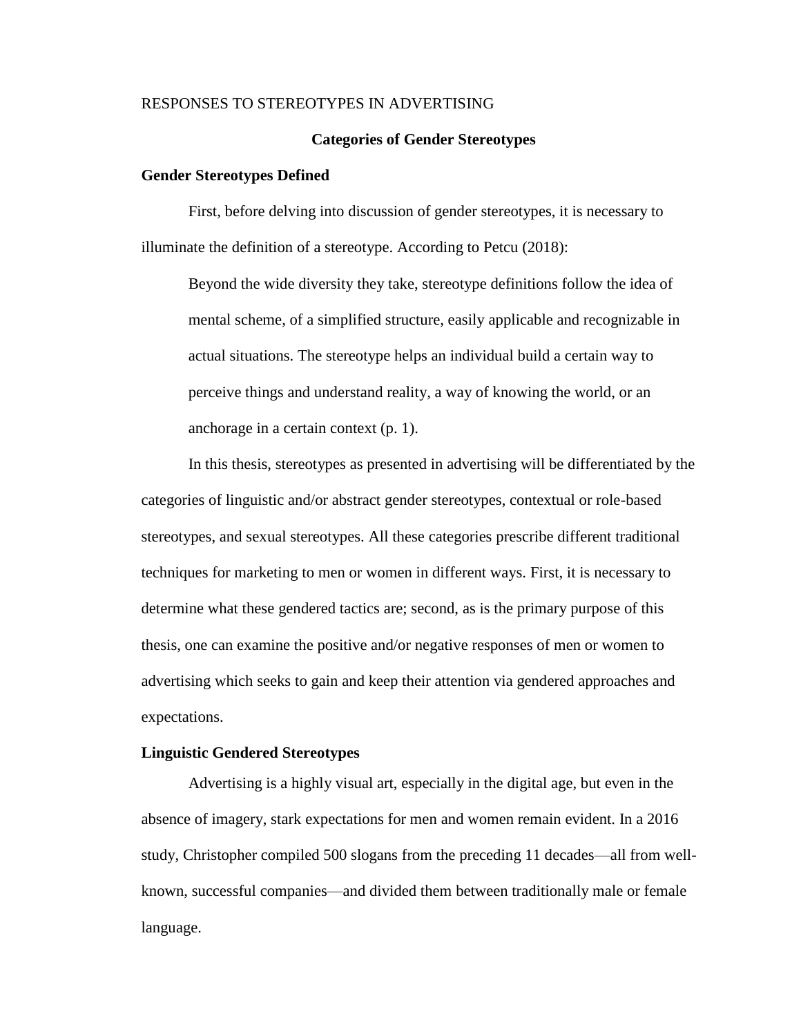## Categories of Gender Stereotypes

### Gender Stereotypes Defined

First, before delving into discussion of gender stereotypes, it is necessary to illuminate the definition of a stereotype. According to Petcu (2018):

> Beyond the wide diversity they take, stereotype definitions follow the idea of mental scheme, of a simplified structure, easily applicable and recognizable in actual situations. The stereotype helps an individual build a certain way to perceive things and understand reality, a way of knowing the world, or an anchorage in a certain context (p. 1).

In this thesis, stereotypes as presented in advertising will be differentiated by the categories of linguistic and/or abstract gender stereotypes, contextual or role-based stereotypes, and sexual stereotypes. All these categories prescribe different traditional techniques for marketing to men or women in different ways. First, it is necessary to determine what these gendered tactics are; second, as is the primary purpose of this thesis, one can examine the positive and/or negative responses of men or women to advertising which seeks to gain and keep their attention via gendered approaches and expectations.

### Linguistic Gendered Stereotypes

Advertising is a highly visual art, especially in the digital age, but even in the absence of imagery, stark expectations for men and women remain evident. In a 2016 study, Christopher compiled 500 slogans from the preceding 11 decades—all from well-known, successful companies—and divided them between traditionally male or female language.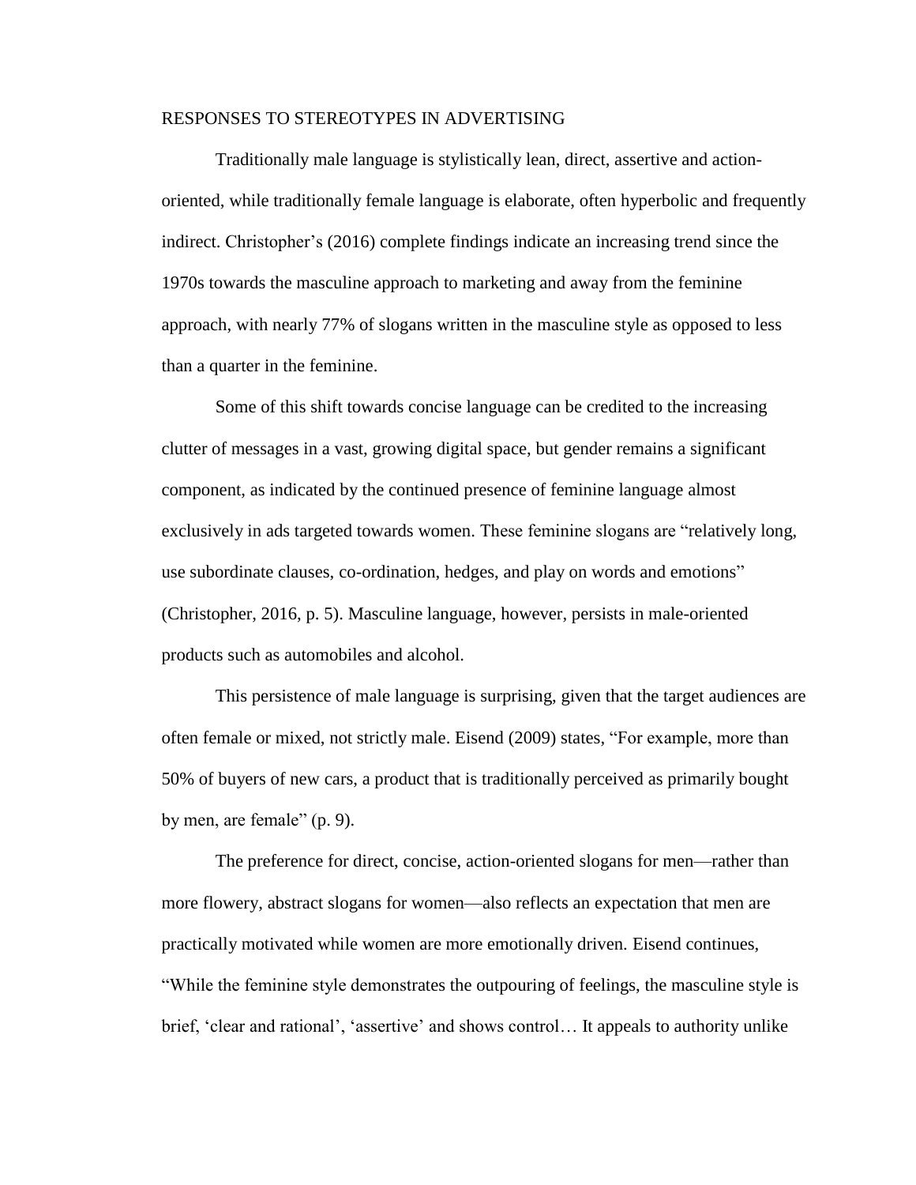Traditionally male language is stylistically lean, direct, assertive and action-oriented, while traditionally female language is elaborate, often hyperbolic and frequently indirect. Christopher's (2016) complete findings indicate an increasing trend since the 1970s towards the masculine approach to marketing and away from the feminine approach, with nearly 77% of slogans written in the masculine style as opposed to less than a quarter in the feminine.

Some of this shift towards concise language can be credited to the increasing clutter of messages in a vast, growing digital space, but gender remains a significant component, as indicated by the continued presence of feminine language almost exclusively in ads targeted towards women. These feminine slogans are "relatively long, use subordinate clauses, co-ordination, hedges, and play on words and emotions" (Christopher, 2016, p. 5). Masculine language, however, persists in male-oriented products such as automobiles and alcohol.

This persistence of male language is surprising, given that the target audiences are often female or mixed, not strictly male. Eisend (2009) states, "For example, more than 50% of buyers of new cars, a product that is traditionally perceived as primarily bought by men, are female" (p. 9).

The preference for direct, concise, action-oriented slogans for men—rather than more flowery, abstract slogans for women—also reflects an expectation that men are practically motivated while women are more emotionally driven. Eisend continues, "While the feminine style demonstrates the outpouring of feelings, the masculine style is brief, 'clear and rational', 'assertive' and shows control… It appeals to authority unlike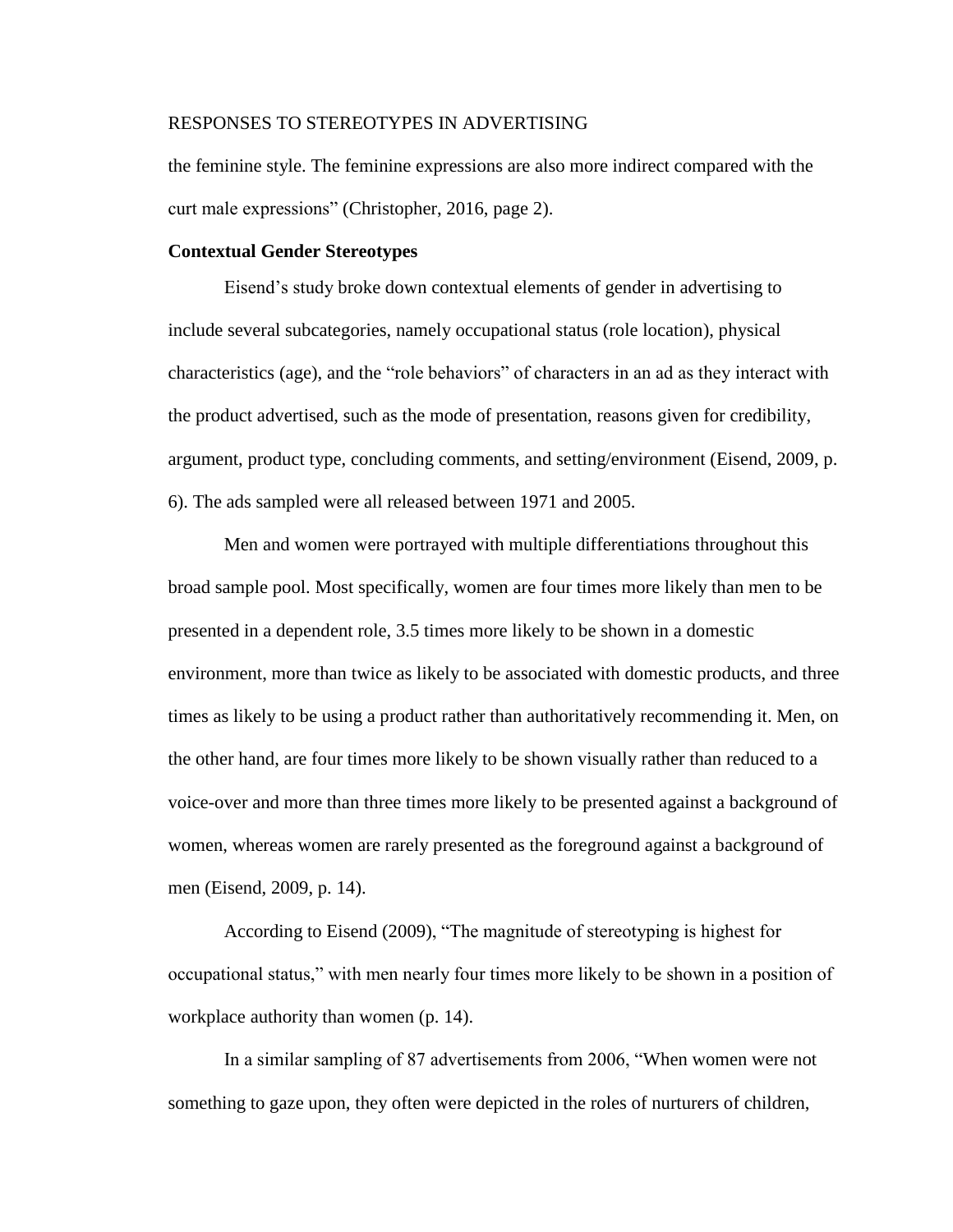the feminine style. The feminine expressions are also more indirect compared with the curt male expressions" (Christopher, 2016, page 2).

**Contextual Gender Stereotypes**

Eisend's study broke down contextual elements of gender in advertising to include several subcategories, namely occupational status (role location), physical characteristics (age), and the "role behaviors" of characters in an ad as they interact with the product advertised, such as the mode of presentation, reasons given for credibility, argument, product type, concluding comments, and setting/environment (Eisend, 2009, p. 6). The ads sampled were all released between 1971 and 2005.

Men and women were portrayed with multiple differentiations throughout this broad sample pool. Most specifically, women are four times more likely than men to be presented in a dependent role, 3.5 times more likely to be shown in a domestic environment, more than twice as likely to be associated with domestic products, and three times as likely to be using a product rather than authoritatively recommending it. Men, on the other hand, are four times more likely to be shown visually rather than reduced to a voice-over and more than three times more likely to be presented against a background of women, whereas women are rarely presented as the foreground against a background of men (Eisend, 2009, p. 14).

According to Eisend (2009), "The magnitude of stereotyping is highest for occupational status," with men nearly four times more likely to be shown in a position of workplace authority than women (p. 14).

In a similar sampling of 87 advertisements from 2006, "When women were not something to gaze upon, they often were depicted in the roles of nurturers of children,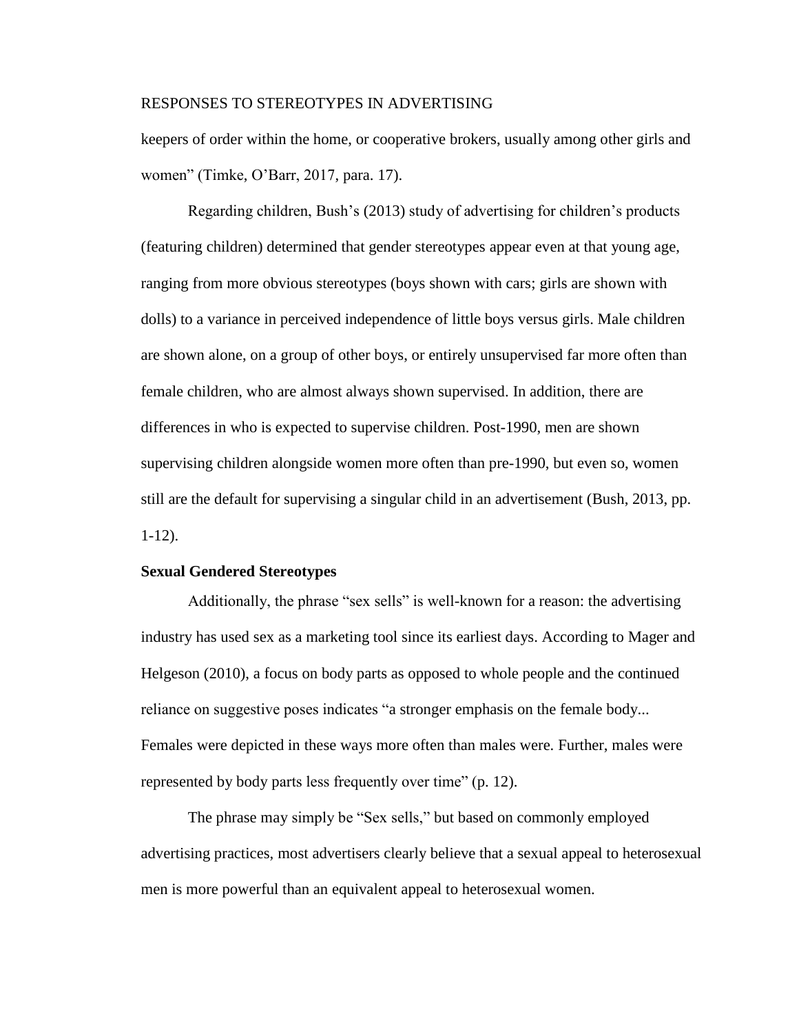keepers of order within the home, or cooperative brokers, usually among other girls and women" (Timke, O'Barr, 2017, para. 17).

Regarding children, Bush's (2013) study of advertising for children's products (featuring children) determined that gender stereotypes appear even at that young age, ranging from more obvious stereotypes (boys shown with cars; girls are shown with dolls) to a variance in perceived independence of little boys versus girls. Male children are shown alone, on a group of other boys, or entirely unsupervised far more often than female children, who are almost always shown supervised. In addition, there are differences in who is expected to supervise children. Post-1990, men are shown supervising children alongside women more often than pre-1990, but even so, women still are the default for supervising a singular child in an advertisement (Bush, 2013, pp. 1-12).

**Sexual Gendered Stereotypes**

Additionally, the phrase "sex sells" is well-known for a reason: the advertising industry has used sex as a marketing tool since its earliest days. According to Mager and Helgeson (2010), a focus on body parts as opposed to whole people and the continued reliance on suggestive poses indicates "a stronger emphasis on the female body... Females were depicted in these ways more often than males were. Further, males were represented by body parts less frequently over time" (p. 12).

The phrase may simply be "Sex sells," but based on commonly employed advertising practices, most advertisers clearly believe that a sexual appeal to heterosexual men is more powerful than an equivalent appeal to heterosexual women.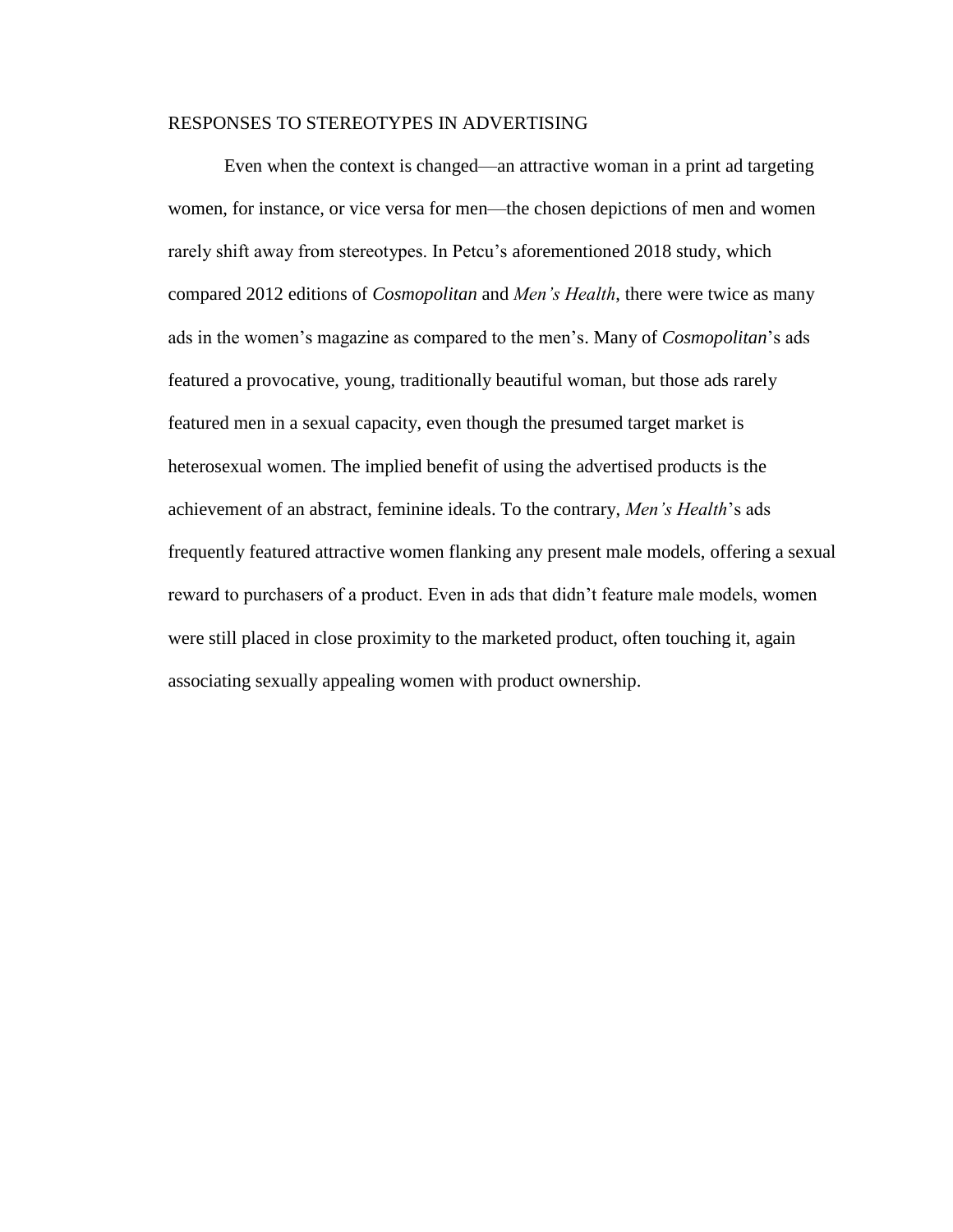Even when the context is changed—an attractive woman in a print ad targeting women, for instance, or vice versa for men—the chosen depictions of men and women rarely shift away from stereotypes. In Petcu's aforementioned 2018 study, which compared 2012 editions of *Cosmopolitan* and *Men's Health*, there were twice as many ads in the women's magazine as compared to the men's. Many of *Cosmopolitan*'s ads featured a provocative, young, traditionally beautiful woman, but those ads rarely featured men in a sexual capacity, even though the presumed target market is heterosexual women. The implied benefit of using the advertised products is the achievement of an abstract, feminine ideals. To the contrary, *Men's Health*'s ads frequently featured attractive women flanking any present male models, offering a sexual reward to purchasers of a product. Even in ads that didn't feature male models, women were still placed in close proximity to the marketed product, often touching it, again associating sexually appealing women with product ownership.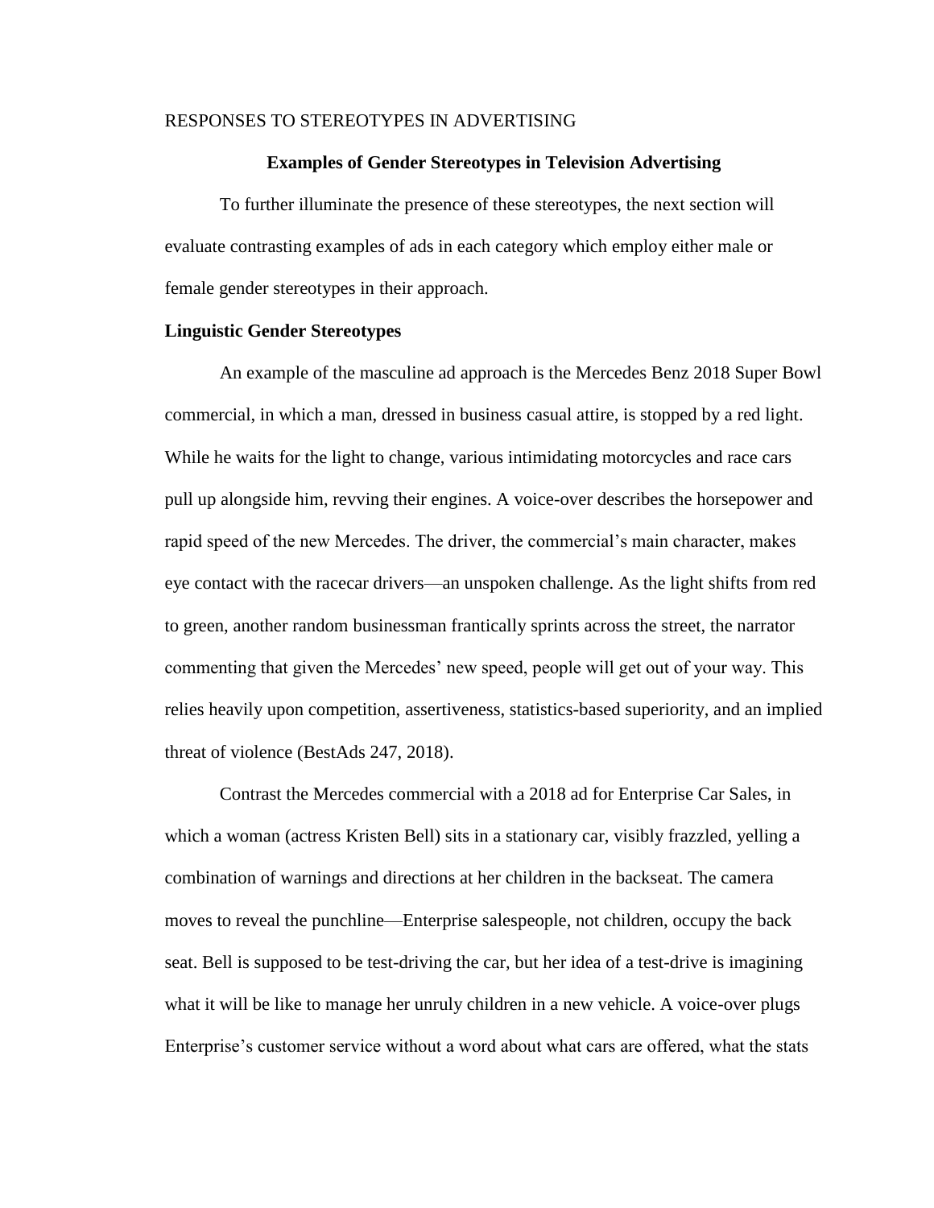## Examples of Gender Stereotypes in Television Advertising

To further illuminate the presence of these stereotypes, the next section will evaluate contrasting examples of ads in each category which employ either male or female gender stereotypes in their approach.

### Linguistic Gender Stereotypes

An example of the masculine ad approach is the Mercedes Benz 2018 Super Bowl commercial, in which a man, dressed in business casual attire, is stopped by a red light. While he waits for the light to change, various intimidating motorcycles and race cars pull up alongside him, revving their engines. A voice-over describes the horsepower and rapid speed of the new Mercedes. The driver, the commercial's main character, makes eye contact with the racecar drivers—an unspoken challenge. As the light shifts from red to green, another random businessman frantically sprints across the street, the narrator commenting that given the Mercedes' new speed, people will get out of your way. This relies heavily upon competition, assertiveness, statistics-based superiority, and an implied threat of violence (BestAds 247, 2018).

Contrast the Mercedes commercial with a 2018 ad for Enterprise Car Sales, in which a woman (actress Kristen Bell) sits in a stationary car, visibly frazzled, yelling a combination of warnings and directions at her children in the backseat. The camera moves to reveal the punchline—Enterprise salespeople, not children, occupy the back seat. Bell is supposed to be test-driving the car, but her idea of a test-drive is imagining what it will be like to manage her unruly children in a new vehicle. A voice-over plugs Enterprise's customer service without a word about what cars are offered, what the stats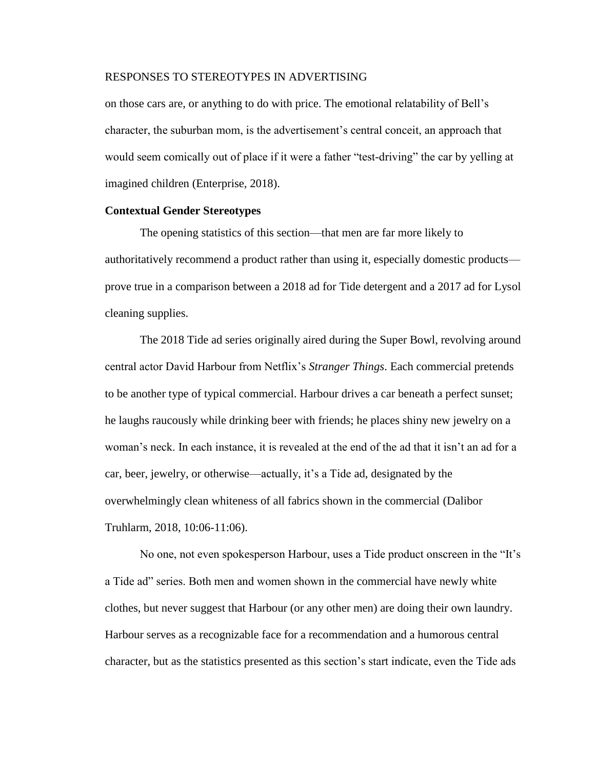on those cars are, or anything to do with price. The emotional relatability of Bell's character, the suburban mom, is the advertisement's central conceit, an approach that would seem comically out of place if it were a father "test-driving" the car by yelling at imagined children (Enterprise, 2018).

### Contextual Gender Stereotypes

The opening statistics of this section—that men are far more likely to authoritatively recommend a product rather than using it, especially domestic products—prove true in a comparison between a 2018 ad for Tide detergent and a 2017 ad for Lysol cleaning supplies.

The 2018 Tide ad series originally aired during the Super Bowl, revolving around central actor David Harbour from Netflix's *Stranger Things*. Each commercial pretends to be another type of typical commercial. Harbour drives a car beneath a perfect sunset; he laughs raucously while drinking beer with friends; he places shiny new jewelry on a woman's neck. In each instance, it is revealed at the end of the ad that it isn't an ad for a car, beer, jewelry, or otherwise—actually, it's a Tide ad, designated by the overwhelmingly clean whiteness of all fabrics shown in the commercial (Dalibor Truhlarm, 2018, 10:06-11:06).

No one, not even spokesperson Harbour, uses a Tide product onscreen in the "It's a Tide ad" series. Both men and women shown in the commercial have newly white clothes, but never suggest that Harbour (or any other men) are doing their own laundry. Harbour serves as a recognizable face for a recommendation and a humorous central character, but as the statistics presented as this section's start indicate, even the Tide ads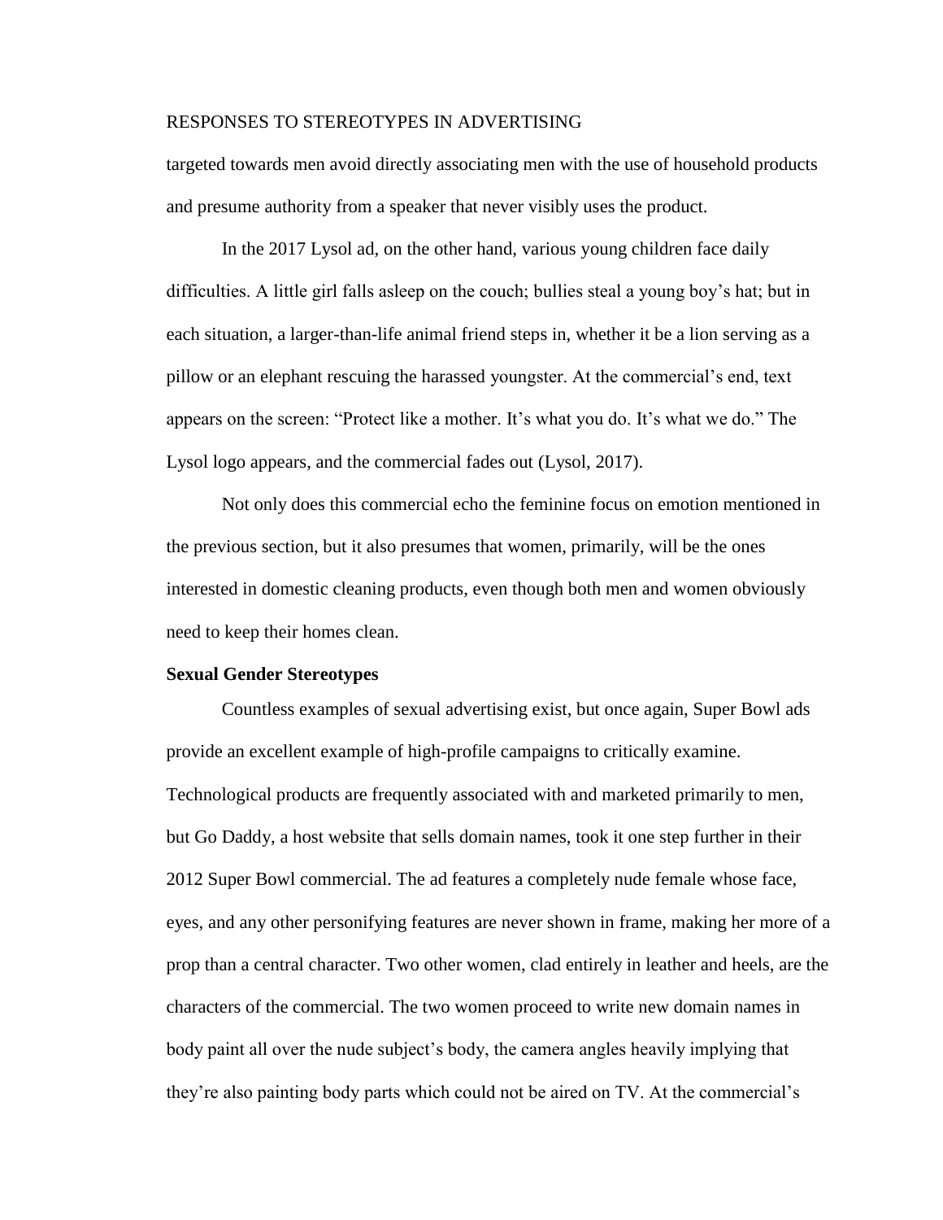targeted towards men avoid directly associating men with the use of household products and presume authority from a speaker that never visibly uses the product.

In the 2017 Lysol ad, on the other hand, various young children face daily difficulties. A little girl falls asleep on the couch; bullies steal a young boy's hat; but in each situation, a larger-than-life animal friend steps in, whether it be a lion serving as a pillow or an elephant rescuing the harassed youngster. At the commercial's end, text appears on the screen: "Protect like a mother. It's what you do. It's what we do." The Lysol logo appears, and the commercial fades out (Lysol, 2017).

Not only does this commercial echo the feminine focus on emotion mentioned in the previous section, but it also presumes that women, primarily, will be the ones interested in domestic cleaning products, even though both men and women obviously need to keep their homes clean.

**Sexual Gender Stereotypes**

Countless examples of sexual advertising exist, but once again, Super Bowl ads provide an excellent example of high-profile campaigns to critically examine. Technological products are frequently associated with and marketed primarily to men, but Go Daddy, a host website that sells domain names, took it one step further in their 2012 Super Bowl commercial. The ad features a completely nude female whose face, eyes, and any other personifying features are never shown in frame, making her more of a prop than a central character. Two other women, clad entirely in leather and heels, are the characters of the commercial. The two women proceed to write new domain names in body paint all over the nude subject's body, the camera angles heavily implying that they're also painting body parts which could not be aired on TV. At the commercial's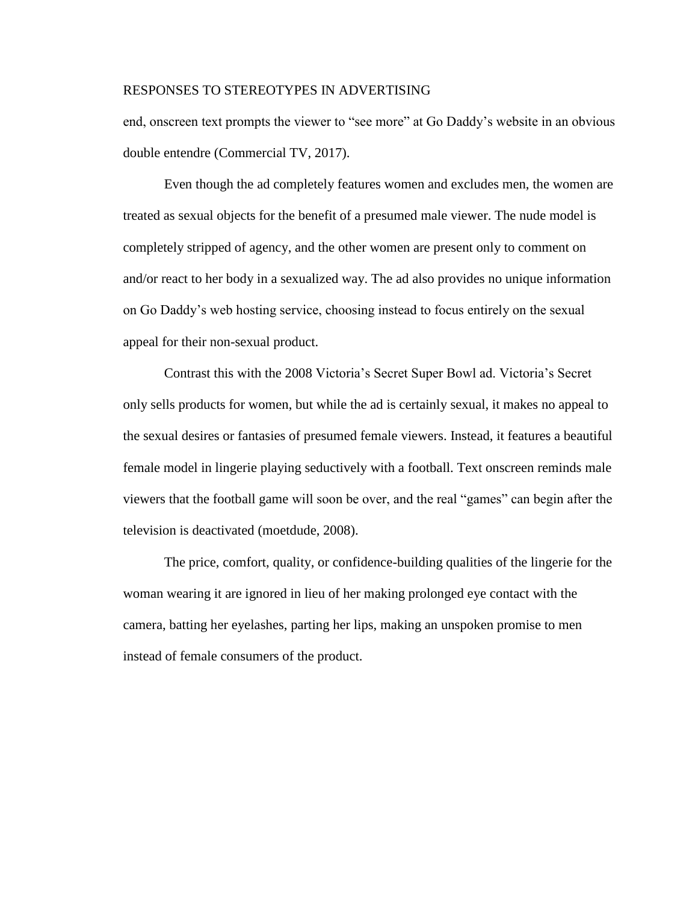end, onscreen text prompts the viewer to "see more" at Go Daddy's website in an obvious double entendre (Commercial TV, 2017).

Even though the ad completely features women and excludes men, the women are treated as sexual objects for the benefit of a presumed male viewer. The nude model is completely stripped of agency, and the other women are present only to comment on and/or react to her body in a sexualized way. The ad also provides no unique information on Go Daddy's web hosting service, choosing instead to focus entirely on the sexual appeal for their non-sexual product.

Contrast this with the 2008 Victoria's Secret Super Bowl ad. Victoria's Secret only sells products for women, but while the ad is certainly sexual, it makes no appeal to the sexual desires or fantasies of presumed female viewers. Instead, it features a beautiful female model in lingerie playing seductively with a football. Text onscreen reminds male viewers that the football game will soon be over, and the real "games" can begin after the television is deactivated (moetdude, 2008).

The price, comfort, quality, or confidence-building qualities of the lingerie for the woman wearing it are ignored in lieu of her making prolonged eye contact with the camera, batting her eyelashes, parting her lips, making an unspoken promise to men instead of female consumers of the product.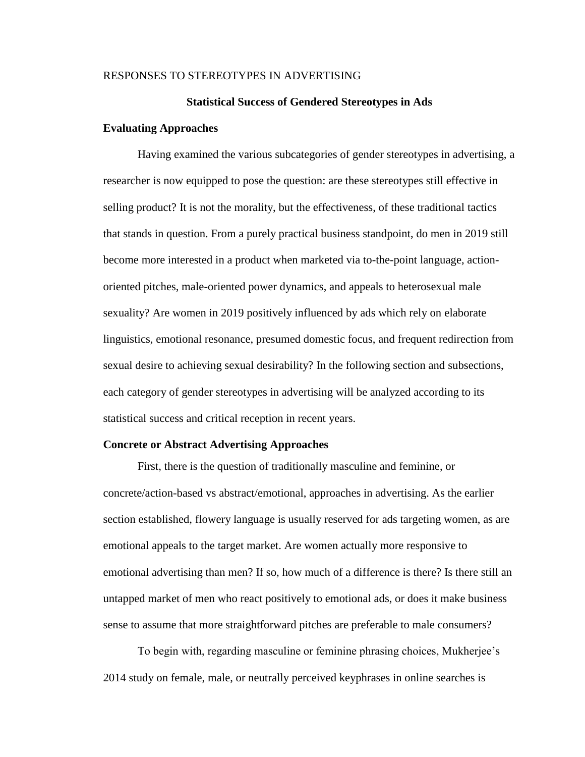## Statistical Success of Gendered Stereotypes in Ads

### Evaluating Approaches

Having examined the various subcategories of gender stereotypes in advertising, a researcher is now equipped to pose the question: are these stereotypes still effective in selling product? It is not the morality, but the effectiveness, of these traditional tactics that stands in question. From a purely practical business standpoint, do men in 2019 still become more interested in a product when marketed via to-the-point language, action-oriented pitches, male-oriented power dynamics, and appeals to heterosexual male sexuality? Are women in 2019 positively influenced by ads which rely on elaborate linguistics, emotional resonance, presumed domestic focus, and frequent redirection from sexual desire to achieving sexual desirability? In the following section and subsections, each category of gender stereotypes in advertising will be analyzed according to its statistical success and critical reception in recent years.

### Concrete or Abstract Advertising Approaches

First, there is the question of traditionally masculine and feminine, or concrete/action-based vs abstract/emotional, approaches in advertising. As the earlier section established, flowery language is usually reserved for ads targeting women, as are emotional appeals to the target market. Are women actually more responsive to emotional advertising than men? If so, how much of a difference is there? Is there still an untapped market of men who react positively to emotional ads, or does it make business sense to assume that more straightforward pitches are preferable to male consumers?

To begin with, regarding masculine or feminine phrasing choices, Mukherjee's 2014 study on female, male, or neutrally perceived keyphrases in online searches is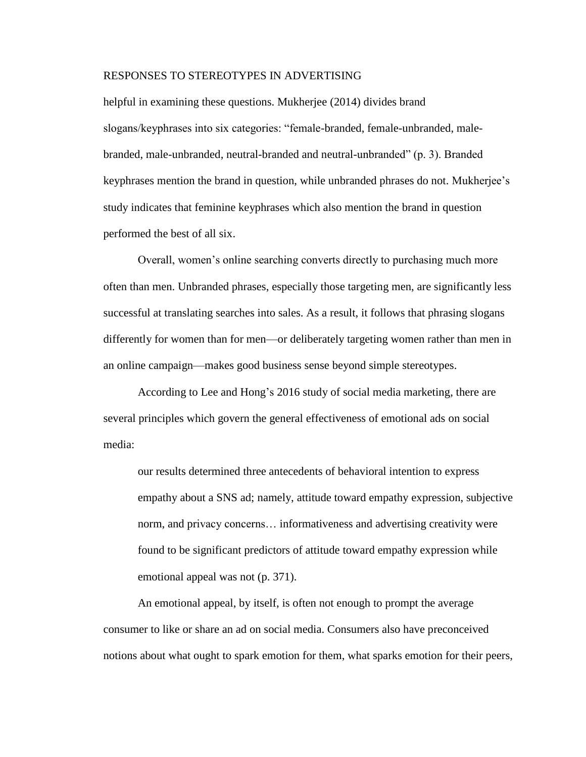helpful in examining these questions. Mukherjee (2014) divides brand slogans/keyphrases into six categories: “female-branded, female-unbranded, male-branded, male-unbranded, neutral-branded and neutral-unbranded” (p. 3). Branded keyphrases mention the brand in question, while unbranded phrases do not. Mukherjee’s study indicates that feminine keyphrases which also mention the brand in question performed the best of all six.

Overall, women’s online searching converts directly to purchasing much more often than men. Unbranded phrases, especially those targeting men, are significantly less successful at translating searches into sales. As a result, it follows that phrasing slogans differently for women than for men—or deliberately targeting women rather than men in an online campaign—makes good business sense beyond simple stereotypes.

According to Lee and Hong’s 2016 study of social media marketing, there are several principles which govern the general effectiveness of emotional ads on social media:

> our results determined three antecedents of behavioral intention to express empathy about a SNS ad; namely, attitude toward empathy expression, subjective norm, and privacy concerns… informativeness and advertising creativity were found to be significant predictors of attitude toward empathy expression while emotional appeal was not (p. 371).

An emotional appeal, by itself, is often not enough to prompt the average consumer to like or share an ad on social media. Consumers also have preconceived notions about what ought to spark emotion for them, what sparks emotion for their peers,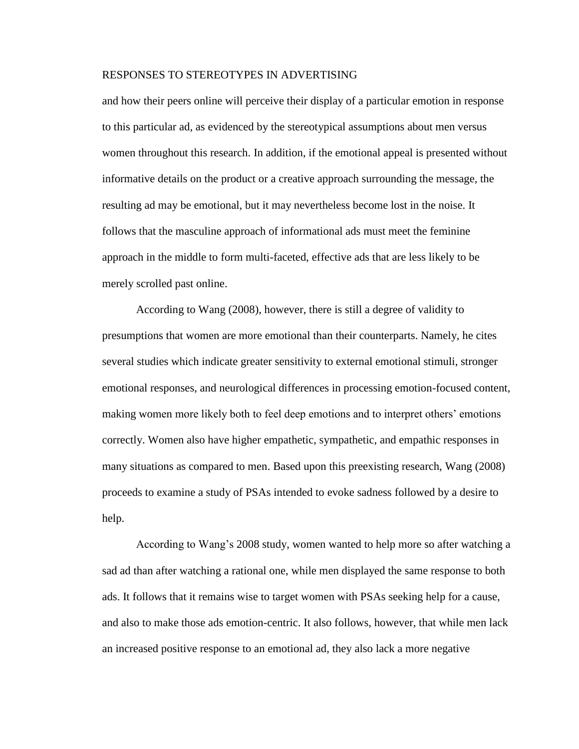and how their peers online will perceive their display of a particular emotion in response to this particular ad, as evidenced by the stereotypical assumptions about men versus women throughout this research. In addition, if the emotional appeal is presented without informative details on the product or a creative approach surrounding the message, the resulting ad may be emotional, but it may nevertheless become lost in the noise. It follows that the masculine approach of informational ads must meet the feminine approach in the middle to form multi-faceted, effective ads that are less likely to be merely scrolled past online.

According to Wang (2008), however, there is still a degree of validity to presumptions that women are more emotional than their counterparts. Namely, he cites several studies which indicate greater sensitivity to external emotional stimuli, stronger emotional responses, and neurological differences in processing emotion-focused content, making women more likely both to feel deep emotions and to interpret others' emotions correctly. Women also have higher empathetic, sympathetic, and empathic responses in many situations as compared to men. Based upon this preexisting research, Wang (2008) proceeds to examine a study of PSAs intended to evoke sadness followed by a desire to help.

According to Wang's 2008 study, women wanted to help more so after watching a sad ad than after watching a rational one, while men displayed the same response to both ads. It follows that it remains wise to target women with PSAs seeking help for a cause, and also to make those ads emotion-centric. It also follows, however, that while men lack an increased positive response to an emotional ad, they also lack a more negative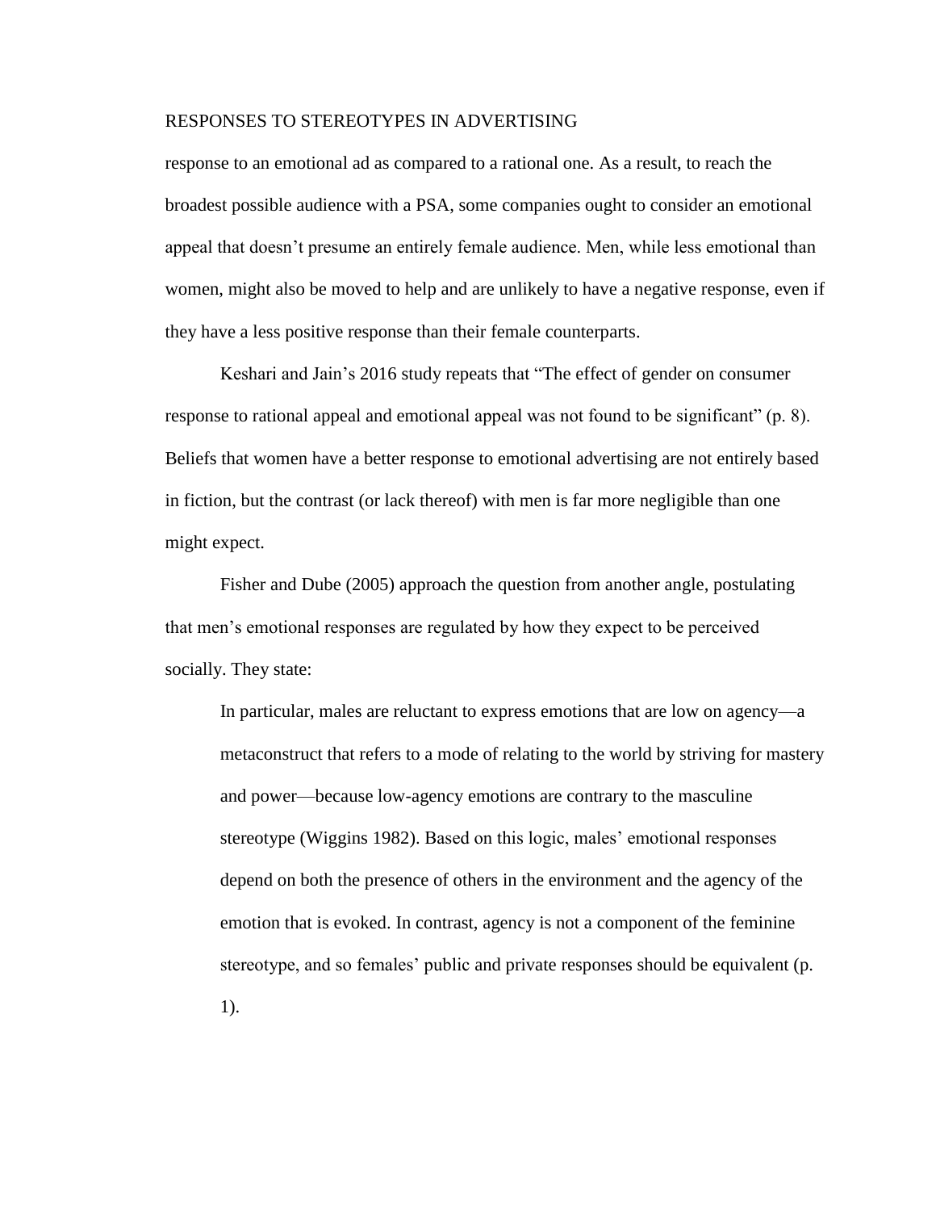response to an emotional ad as compared to a rational one. As a result, to reach the broadest possible audience with a PSA, some companies ought to consider an emotional appeal that doesn't presume an entirely female audience. Men, while less emotional than women, might also be moved to help and are unlikely to have a negative response, even if they have a less positive response than their female counterparts.

Keshari and Jain's 2016 study repeats that "The effect of gender on consumer response to rational appeal and emotional appeal was not found to be significant" (p. 8). Beliefs that women have a better response to emotional advertising are not entirely based in fiction, but the contrast (or lack thereof) with men is far more negligible than one might expect.

Fisher and Dube (2005) approach the question from another angle, postulating that men's emotional responses are regulated by how they expect to be perceived socially. They state:

> In particular, males are reluctant to express emotions that are low on agency—a metaconstruct that refers to a mode of relating to the world by striving for mastery and power—because low-agency emotions are contrary to the masculine stereotype (Wiggins 1982). Based on this logic, males' emotional responses depend on both the presence of others in the environment and the agency of the emotion that is evoked. In contrast, agency is not a component of the feminine stereotype, and so females' public and private responses should be equivalent (p. 1).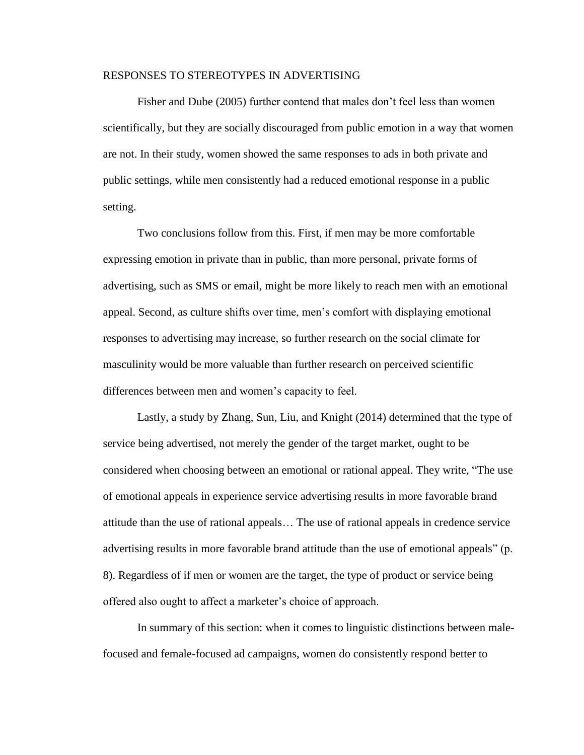Fisher and Dube (2005) further contend that males don't feel less than women scientifically, but they are socially discouraged from public emotion in a way that women are not. In their study, women showed the same responses to ads in both private and public settings, while men consistently had a reduced emotional response in a public setting.

Two conclusions follow from this. First, if men may be more comfortable expressing emotion in private than in public, than more personal, private forms of advertising, such as SMS or email, might be more likely to reach men with an emotional appeal. Second, as culture shifts over time, men's comfort with displaying emotional responses to advertising may increase, so further research on the social climate for masculinity would be more valuable than further research on perceived scientific differences between men and women's capacity to feel.

Lastly, a study by Zhang, Sun, Liu, and Knight (2014) determined that the type of service being advertised, not merely the gender of the target market, ought to be considered when choosing between an emotional or rational appeal. They write, "The use of emotional appeals in experience service advertising results in more favorable brand attitude than the use of rational appeals… The use of rational appeals in credence service advertising results in more favorable brand attitude than the use of emotional appeals" (p. 8). Regardless of if men or women are the target, the type of product or service being offered also ought to affect a marketer's choice of approach.

In summary of this section: when it comes to linguistic distinctions between male-focused and female-focused ad campaigns, women do consistently respond better to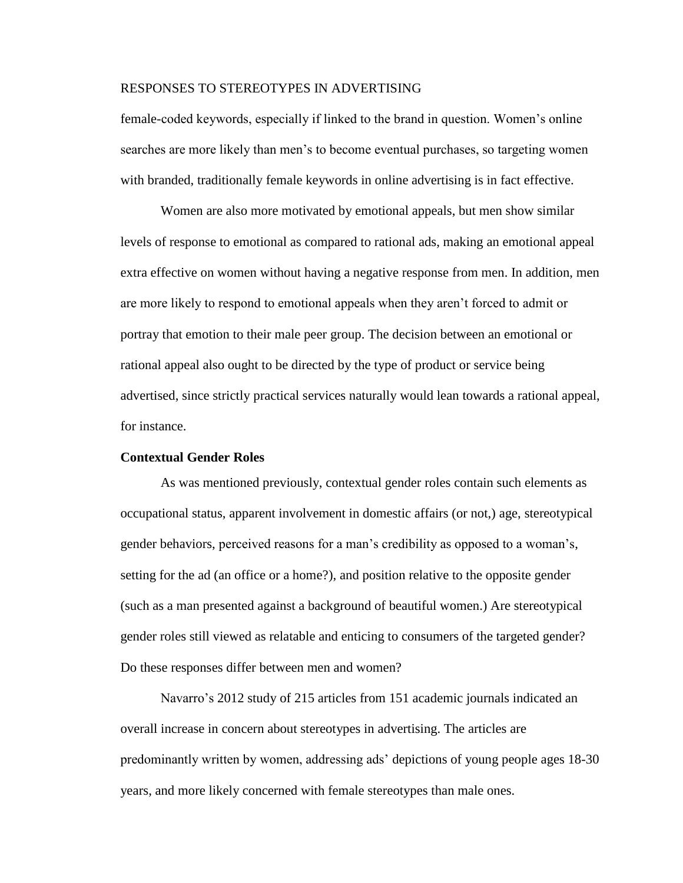female-coded keywords, especially if linked to the brand in question. Women's online searches are more likely than men's to become eventual purchases, so targeting women with branded, traditionally female keywords in online advertising is in fact effective.

Women are also more motivated by emotional appeals, but men show similar levels of response to emotional as compared to rational ads, making an emotional appeal extra effective on women without having a negative response from men. In addition, men are more likely to respond to emotional appeals when they aren't forced to admit or portray that emotion to their male peer group. The decision between an emotional or rational appeal also ought to be directed by the type of product or service being advertised, since strictly practical services naturally would lean towards a rational appeal, for instance.

**Contextual Gender Roles**

As was mentioned previously, contextual gender roles contain such elements as occupational status, apparent involvement in domestic affairs (or not,) age, stereotypical gender behaviors, perceived reasons for a man's credibility as opposed to a woman's, setting for the ad (an office or a home?), and position relative to the opposite gender (such as a man presented against a background of beautiful women.) Are stereotypical gender roles still viewed as relatable and enticing to consumers of the targeted gender? Do these responses differ between men and women?

Navarro's 2012 study of 215 articles from 151 academic journals indicated an overall increase in concern about stereotypes in advertising. The articles are predominantly written by women, addressing ads' depictions of young people ages 18-30 years, and more likely concerned with female stereotypes than male ones.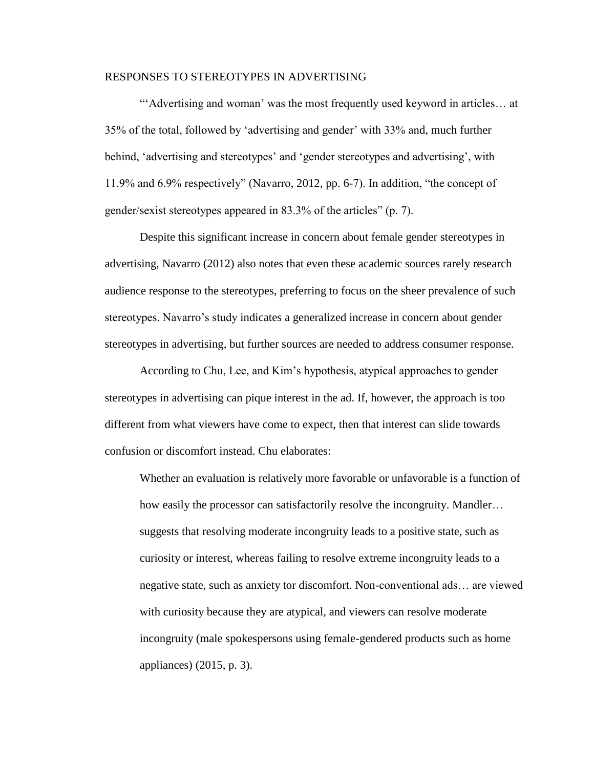"'Advertising and woman' was the most frequently used keyword in articles… at 35% of the total, followed by 'advertising and gender' with 33% and, much further behind, 'advertising and stereotypes' and 'gender stereotypes and advertising', with 11.9% and 6.9% respectively" (Navarro, 2012, pp. 6-7). In addition, "the concept of gender/sexist stereotypes appeared in 83.3% of the articles" (p. 7).

Despite this significant increase in concern about female gender stereotypes in advertising, Navarro (2012) also notes that even these academic sources rarely research audience response to the stereotypes, preferring to focus on the sheer prevalence of such stereotypes. Navarro's study indicates a generalized increase in concern about gender stereotypes in advertising, but further sources are needed to address consumer response.

According to Chu, Lee, and Kim's hypothesis, atypical approaches to gender stereotypes in advertising can pique interest in the ad. If, however, the approach is too different from what viewers have come to expect, then that interest can slide towards confusion or discomfort instead. Chu elaborates:

> Whether an evaluation is relatively more favorable or unfavorable is a function of how easily the processor can satisfactorily resolve the incongruity. Mandler… suggests that resolving moderate incongruity leads to a positive state, such as curiosity or interest, whereas failing to resolve extreme incongruity leads to a negative state, such as anxiety tor discomfort. Non-conventional ads… are viewed with curiosity because they are atypical, and viewers can resolve moderate incongruity (male spokespersons using female-gendered products such as home appliances) (2015, p. 3).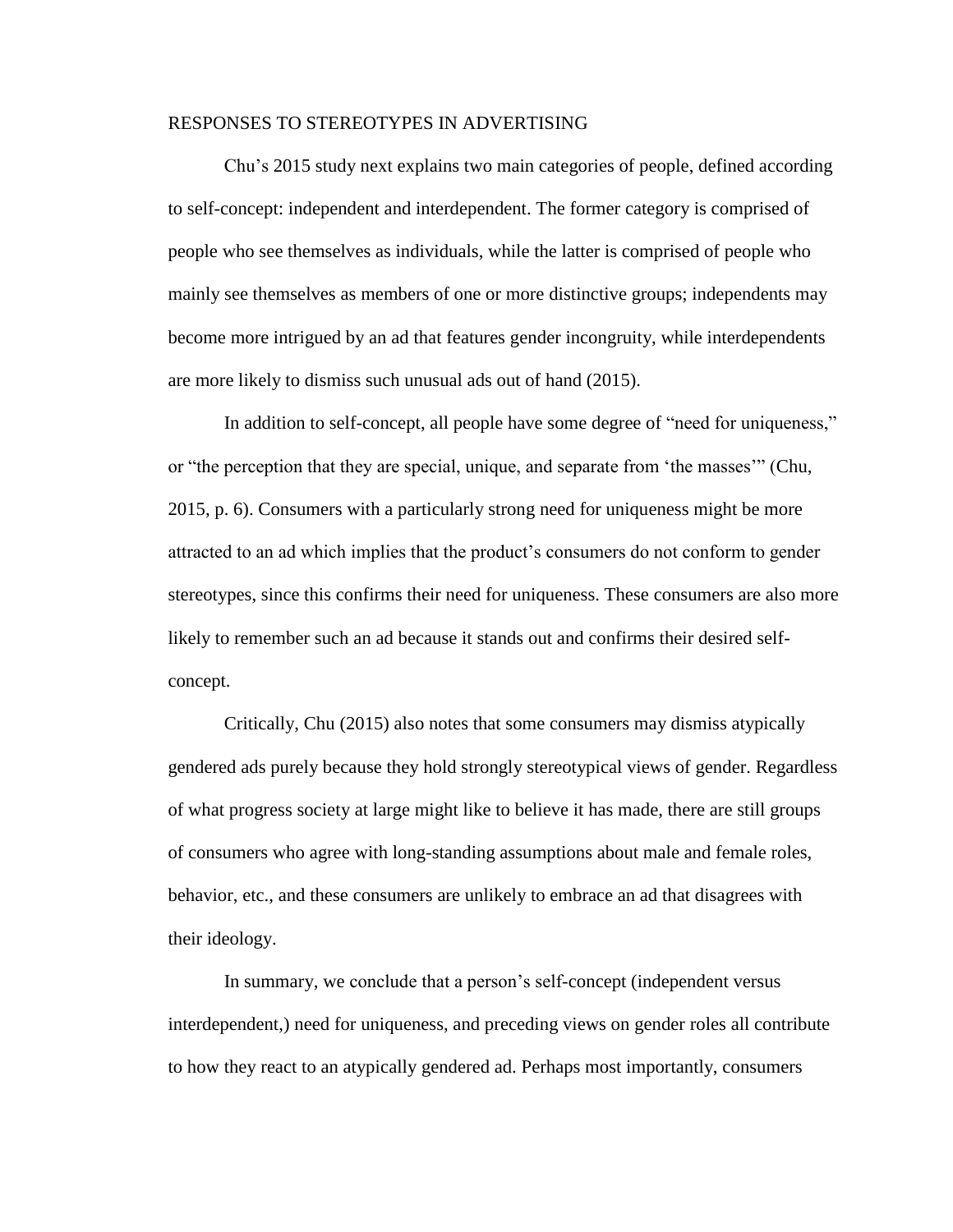Chu’s 2015 study next explains two main categories of people, defined according to self-concept: independent and interdependent. The former category is comprised of people who see themselves as individuals, while the latter is comprised of people who mainly see themselves as members of one or more distinctive groups; independents may become more intrigued by an ad that features gender incongruity, while interdependents are more likely to dismiss such unusual ads out of hand (2015).

In addition to self-concept, all people have some degree of “need for uniqueness,” or “the perception that they are special, unique, and separate from ‘the masses’” (Chu, 2015, p. 6). Consumers with a particularly strong need for uniqueness might be more attracted to an ad which implies that the product’s consumers do not conform to gender stereotypes, since this confirms their need for uniqueness. These consumers are also more likely to remember such an ad because it stands out and confirms their desired self-concept.

Critically, Chu (2015) also notes that some consumers may dismiss atypically gendered ads purely because they hold strongly stereotypical views of gender. Regardless of what progress society at large might like to believe it has made, there are still groups of consumers who agree with long-standing assumptions about male and female roles, behavior, etc., and these consumers are unlikely to embrace an ad that disagrees with their ideology.

In summary, we conclude that a person’s self-concept (independent versus interdependent,) need for uniqueness, and preceding views on gender roles all contribute to how they react to an atypically gendered ad. Perhaps most importantly, consumers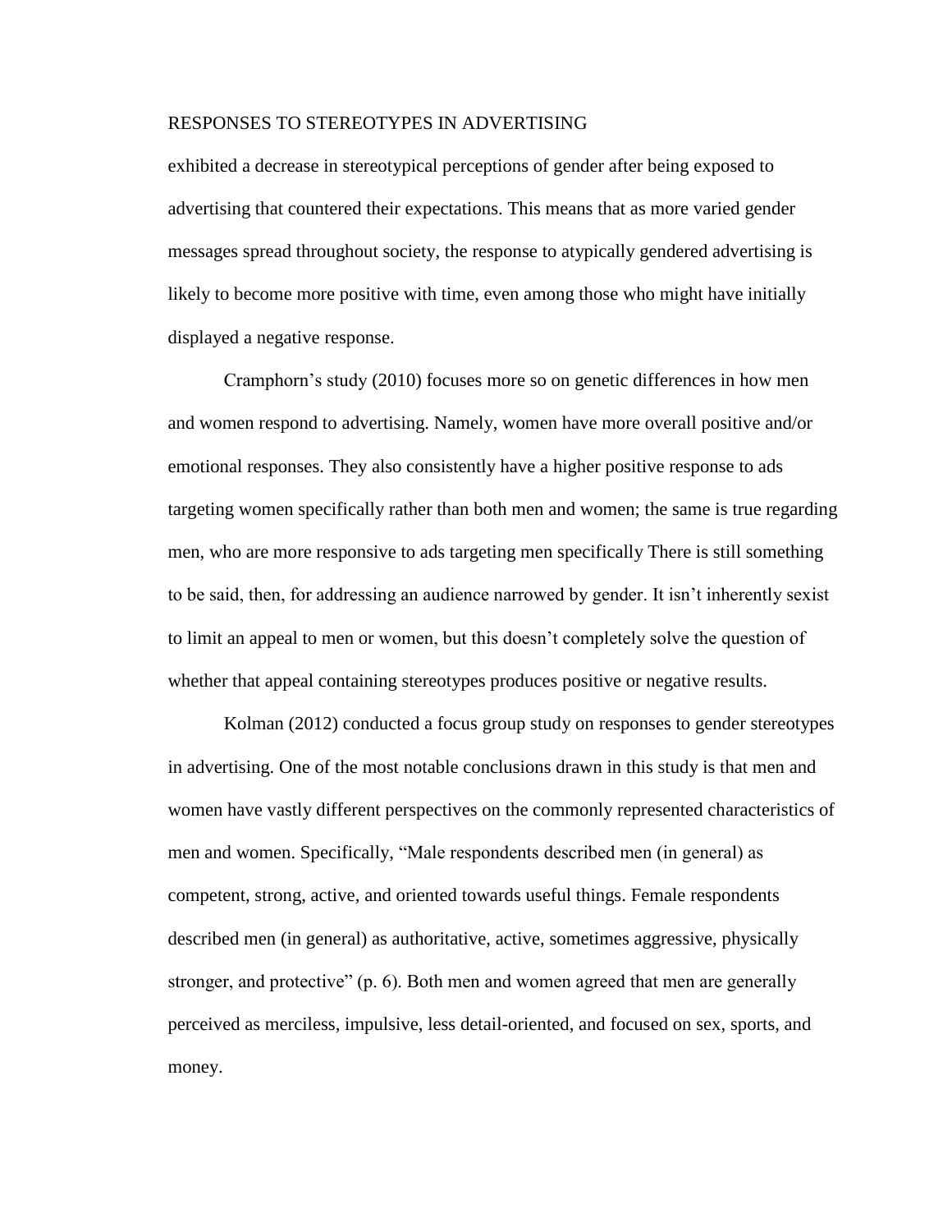exhibited a decrease in stereotypical perceptions of gender after being exposed to advertising that countered their expectations. This means that as more varied gender messages spread throughout society, the response to atypically gendered advertising is likely to become more positive with time, even among those who might have initially displayed a negative response.

Cramphorn's study (2010) focuses more so on genetic differences in how men and women respond to advertising. Namely, women have more overall positive and/or emotional responses. They also consistently have a higher positive response to ads targeting women specifically rather than both men and women; the same is true regarding men, who are more responsive to ads targeting men specifically There is still something to be said, then, for addressing an audience narrowed by gender. It isn't inherently sexist to limit an appeal to men or women, but this doesn't completely solve the question of whether that appeal containing stereotypes produces positive or negative results.

Kolman (2012) conducted a focus group study on responses to gender stereotypes in advertising. One of the most notable conclusions drawn in this study is that men and women have vastly different perspectives on the commonly represented characteristics of men and women. Specifically, "Male respondents described men (in general) as competent, strong, active, and oriented towards useful things. Female respondents described men (in general) as authoritative, active, sometimes aggressive, physically stronger, and protective" (p. 6). Both men and women agreed that men are generally perceived as merciless, impulsive, less detail-oriented, and focused on sex, sports, and money.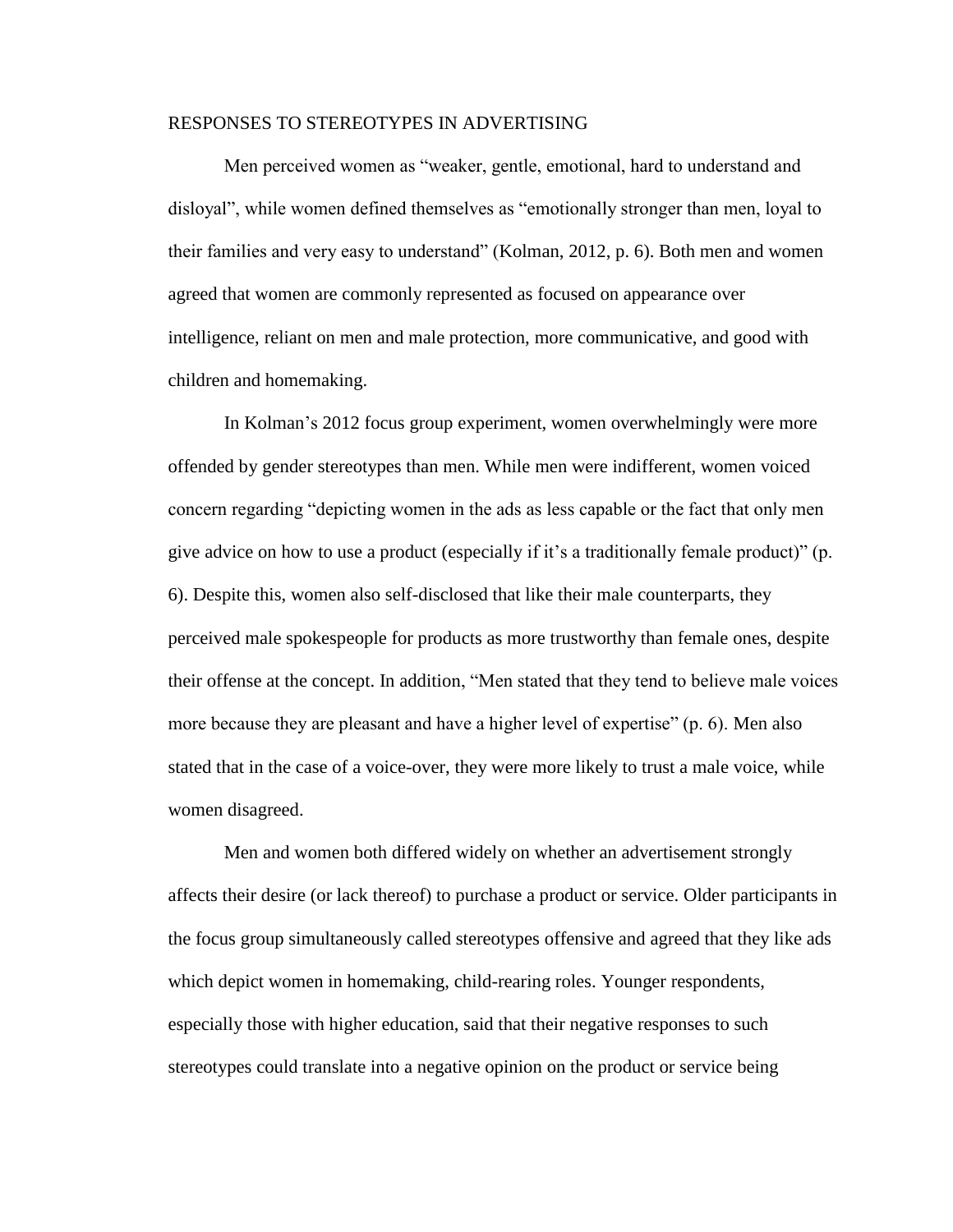Men perceived women as “weaker, gentle, emotional, hard to understand and disloyal”, while women defined themselves as “emotionally stronger than men, loyal to their families and very easy to understand” (Kolman, 2012, p. 6). Both men and women agreed that women are commonly represented as focused on appearance over intelligence, reliant on men and male protection, more communicative, and good with children and homemaking.

In Kolman’s 2012 focus group experiment, women overwhelmingly were more offended by gender stereotypes than men. While men were indifferent, women voiced concern regarding “depicting women in the ads as less capable or the fact that only men give advice on how to use a product (especially if it’s a traditionally female product)” (p. 6). Despite this, women also self-disclosed that like their male counterparts, they perceived male spokespeople for products as more trustworthy than female ones, despite their offense at the concept. In addition, “Men stated that they tend to believe male voices more because they are pleasant and have a higher level of expertise” (p. 6). Men also stated that in the case of a voice-over, they were more likely to trust a male voice, while women disagreed.

Men and women both differed widely on whether an advertisement strongly affects their desire (or lack thereof) to purchase a product or service. Older participants in the focus group simultaneously called stereotypes offensive and agreed that they like ads which depict women in homemaking, child-rearing roles. Younger respondents, especially those with higher education, said that their negative responses to such stereotypes could translate into a negative opinion on the product or service being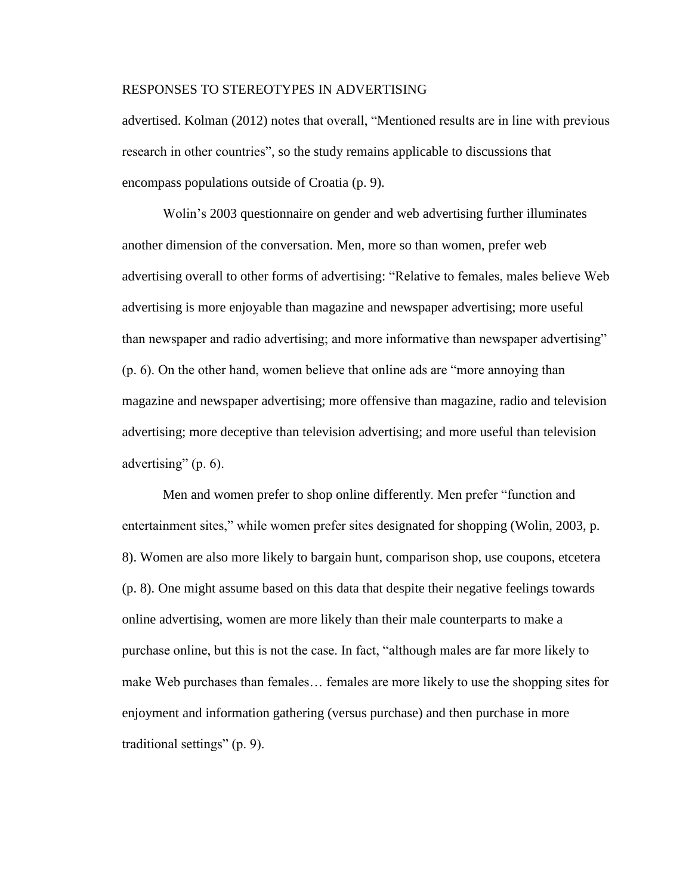advertised. Kolman (2012) notes that overall, "Mentioned results are in line with previous research in other countries", so the study remains applicable to discussions that encompass populations outside of Croatia (p. 9).

Wolin's 2003 questionnaire on gender and web advertising further illuminates another dimension of the conversation. Men, more so than women, prefer web advertising overall to other forms of advertising: "Relative to females, males believe Web advertising is more enjoyable than magazine and newspaper advertising; more useful than newspaper and radio advertising; and more informative than newspaper advertising" (p. 6). On the other hand, women believe that online ads are "more annoying than magazine and newspaper advertising; more offensive than magazine, radio and television advertising; more deceptive than television advertising; and more useful than television advertising" (p. 6).

Men and women prefer to shop online differently. Men prefer "function and entertainment sites," while women prefer sites designated for shopping (Wolin, 2003, p. 8). Women are also more likely to bargain hunt, comparison shop, use coupons, etcetera (p. 8). One might assume based on this data that despite their negative feelings towards online advertising, women are more likely than their male counterparts to make a purchase online, but this is not the case. In fact, "although males are far more likely to make Web purchases than females… females are more likely to use the shopping sites for enjoyment and information gathering (versus purchase) and then purchase in more traditional settings" (p. 9).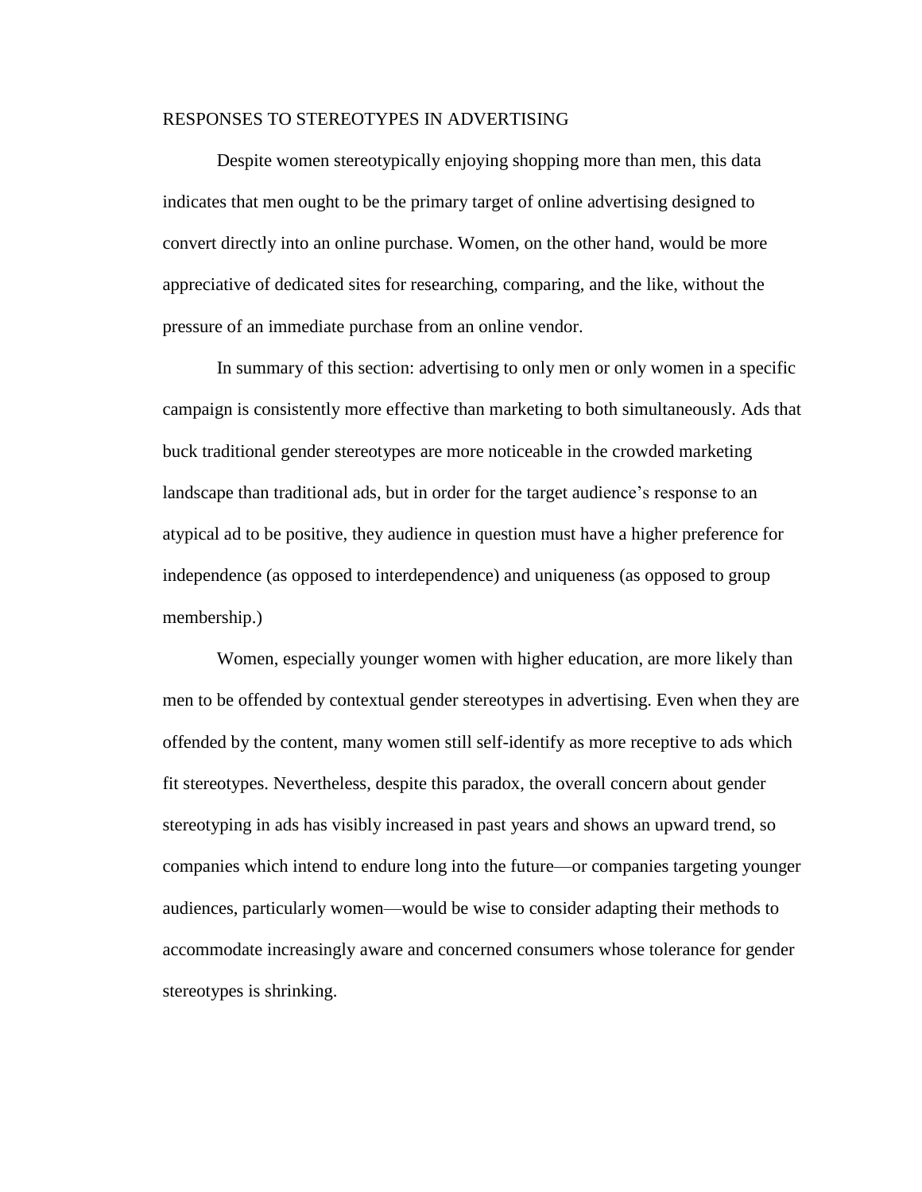Despite women stereotypically enjoying shopping more than men, this data indicates that men ought to be the primary target of online advertising designed to convert directly into an online purchase. Women, on the other hand, would be more appreciative of dedicated sites for researching, comparing, and the like, without the pressure of an immediate purchase from an online vendor.

In summary of this section: advertising to only men or only women in a specific campaign is consistently more effective than marketing to both simultaneously. Ads that buck traditional gender stereotypes are more noticeable in the crowded marketing landscape than traditional ads, but in order for the target audience's response to an atypical ad to be positive, they audience in question must have a higher preference for independence (as opposed to interdependence) and uniqueness (as opposed to group membership.)

Women, especially younger women with higher education, are more likely than men to be offended by contextual gender stereotypes in advertising. Even when they are offended by the content, many women still self-identify as more receptive to ads which fit stereotypes. Nevertheless, despite this paradox, the overall concern about gender stereotyping in ads has visibly increased in past years and shows an upward trend, so companies which intend to endure long into the future—or companies targeting younger audiences, particularly women—would be wise to consider adapting their methods to accommodate increasingly aware and concerned consumers whose tolerance for gender stereotypes is shrinking.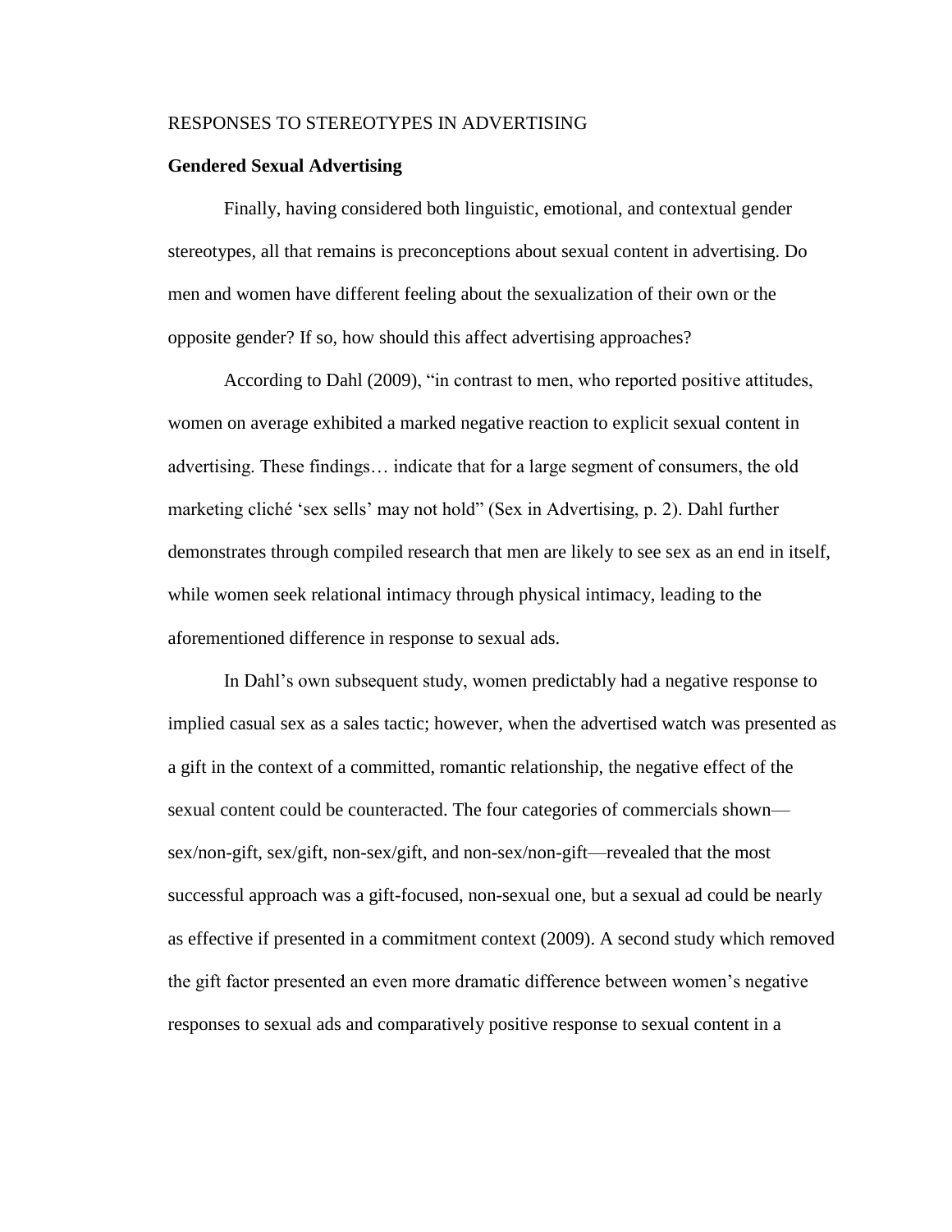## Gendered Sexual Advertising

Finally, having considered both linguistic, emotional, and contextual gender stereotypes, all that remains is preconceptions about sexual content in advertising. Do men and women have different feeling about the sexualization of their own or the opposite gender? If so, how should this affect advertising approaches?

According to Dahl (2009), "in contrast to men, who reported positive attitudes, women on average exhibited a marked negative reaction to explicit sexual content in advertising. These findings… indicate that for a large segment of consumers, the old marketing cliché 'sex sells' may not hold" (Sex in Advertising, p. 2). Dahl further demonstrates through compiled research that men are likely to see sex as an end in itself, while women seek relational intimacy through physical intimacy, leading to the aforementioned difference in response to sexual ads.

In Dahl's own subsequent study, women predictably had a negative response to implied casual sex as a sales tactic; however, when the advertised watch was presented as a gift in the context of a committed, romantic relationship, the negative effect of the sexual content could be counteracted. The four categories of commercials shown—sex/non-gift, sex/gift, non-sex/gift, and non-sex/non-gift—revealed that the most successful approach was a gift-focused, non-sexual one, but a sexual ad could be nearly as effective if presented in a commitment context (2009). A second study which removed the gift factor presented an even more dramatic difference between women's negative responses to sexual ads and comparatively positive response to sexual content in a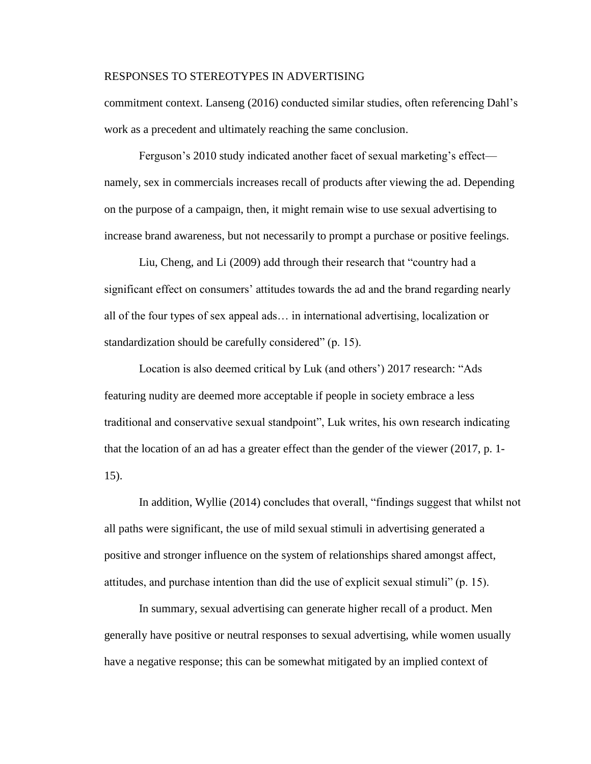commitment context. Lanseng (2016) conducted similar studies, often referencing Dahl's work as a precedent and ultimately reaching the same conclusion.

Ferguson's 2010 study indicated another facet of sexual marketing's effect—namely, sex in commercials increases recall of products after viewing the ad. Depending on the purpose of a campaign, then, it might remain wise to use sexual advertising to increase brand awareness, but not necessarily to prompt a purchase or positive feelings.

Liu, Cheng, and Li (2009) add through their research that "country had a significant effect on consumers' attitudes towards the ad and the brand regarding nearly all of the four types of sex appeal ads… in international advertising, localization or standardization should be carefully considered" (p. 15).

Location is also deemed critical by Luk (and others') 2017 research: "Ads featuring nudity are deemed more acceptable if people in society embrace a less traditional and conservative sexual standpoint", Luk writes, his own research indicating that the location of an ad has a greater effect than the gender of the viewer (2017, p. 1-15).

In addition, Wyllie (2014) concludes that overall, "findings suggest that whilst not all paths were significant, the use of mild sexual stimuli in advertising generated a positive and stronger influence on the system of relationships shared amongst affect, attitudes, and purchase intention than did the use of explicit sexual stimuli" (p. 15).

In summary, sexual advertising can generate higher recall of a product. Men generally have positive or neutral responses to sexual advertising, while women usually have a negative response; this can be somewhat mitigated by an implied context of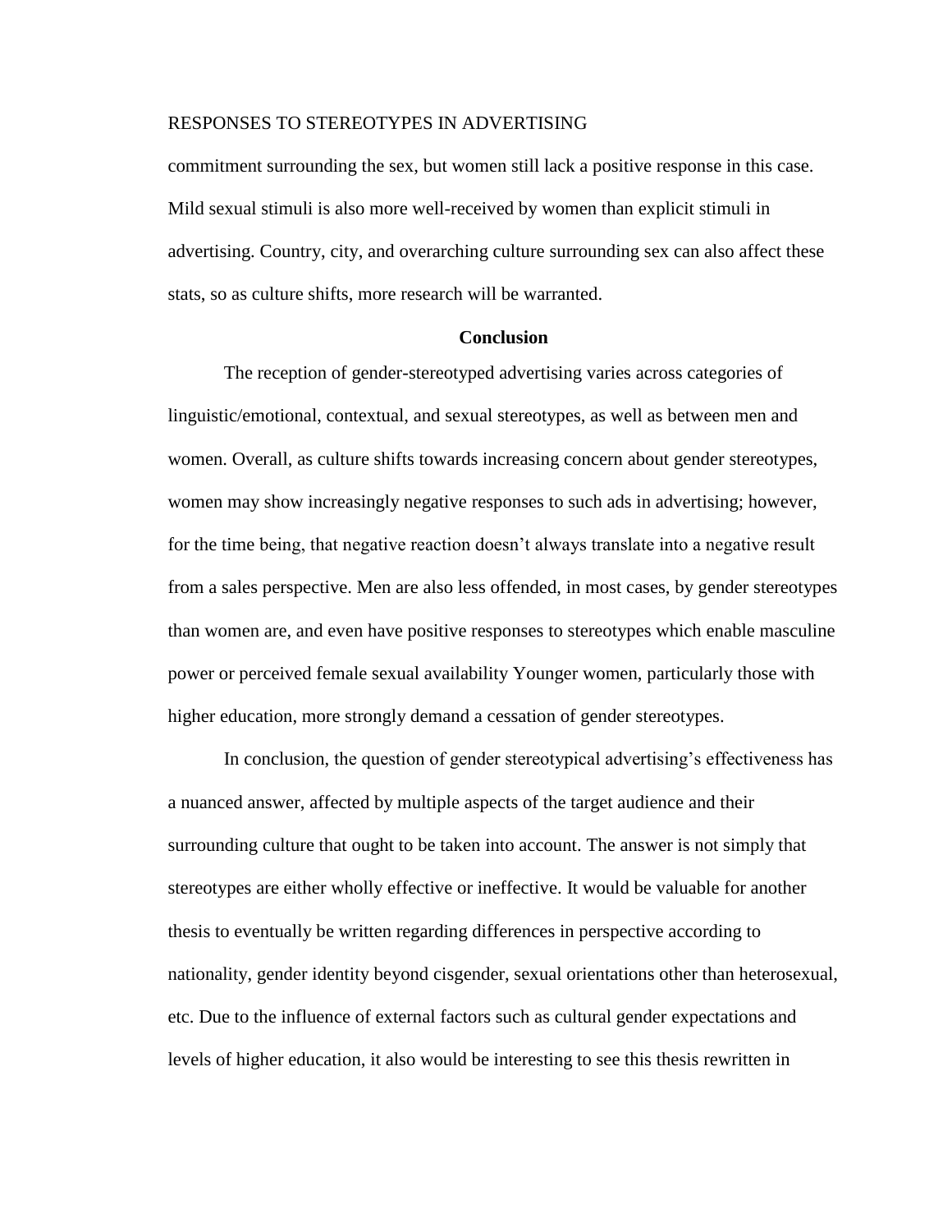commitment surrounding the sex, but women still lack a positive response in this case. Mild sexual stimuli is also more well-received by women than explicit stimuli in advertising. Country, city, and overarching culture surrounding sex can also affect these stats, so as culture shifts, more research will be warranted.

## Conclusion

The reception of gender-stereotyped advertising varies across categories of linguistic/emotional, contextual, and sexual stereotypes, as well as between men and women. Overall, as culture shifts towards increasing concern about gender stereotypes, women may show increasingly negative responses to such ads in advertising; however, for the time being, that negative reaction doesn't always translate into a negative result from a sales perspective. Men are also less offended, in most cases, by gender stereotypes than women are, and even have positive responses to stereotypes which enable masculine power or perceived female sexual availability Younger women, particularly those with higher education, more strongly demand a cessation of gender stereotypes.

In conclusion, the question of gender stereotypical advertising's effectiveness has a nuanced answer, affected by multiple aspects of the target audience and their surrounding culture that ought to be taken into account. The answer is not simply that stereotypes are either wholly effective or ineffective. It would be valuable for another thesis to eventually be written regarding differences in perspective according to nationality, gender identity beyond cisgender, sexual orientations other than heterosexual, etc. Due to the influence of external factors such as cultural gender expectations and levels of higher education, it also would be interesting to see this thesis rewritten in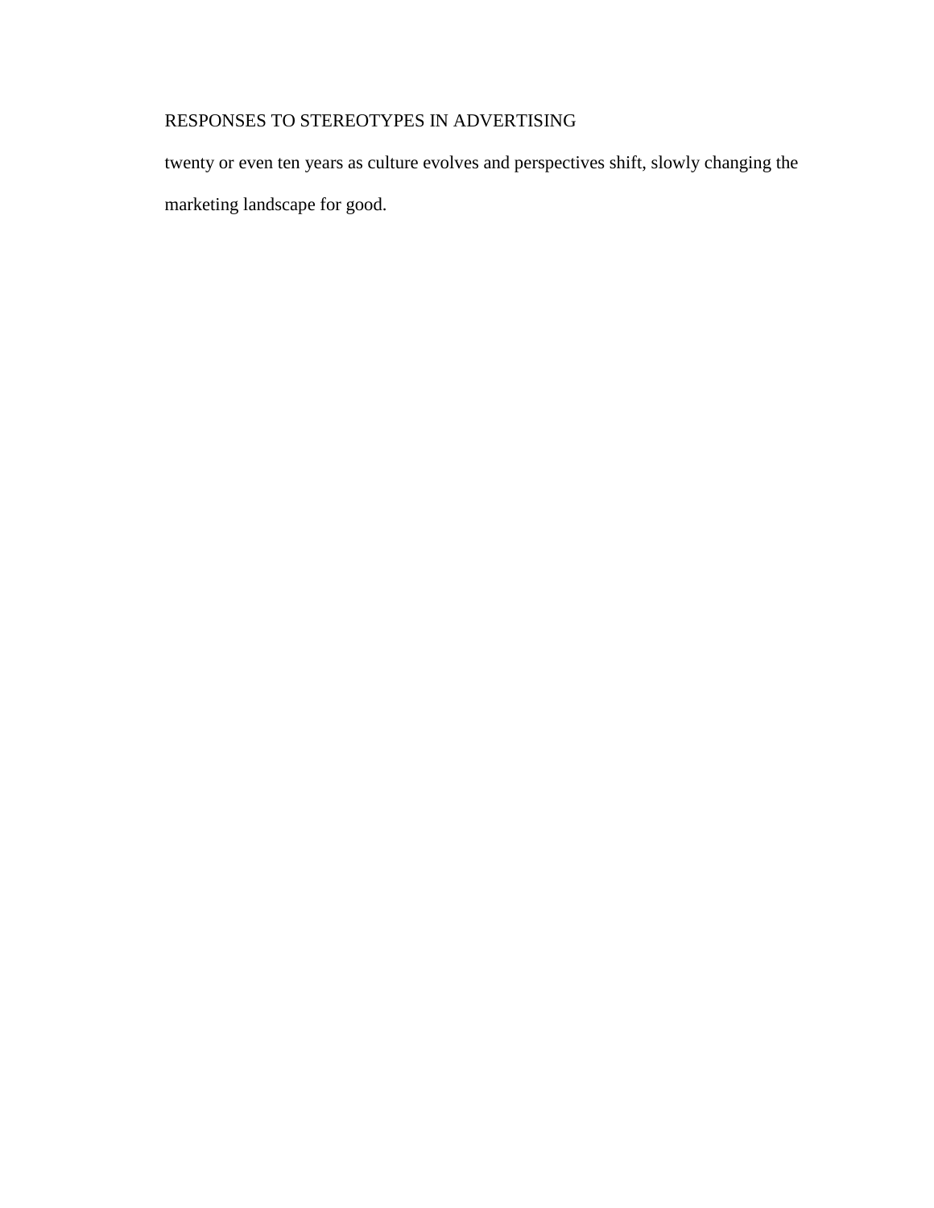twenty or even ten years as culture evolves and perspectives shift, slowly changing the marketing landscape for good.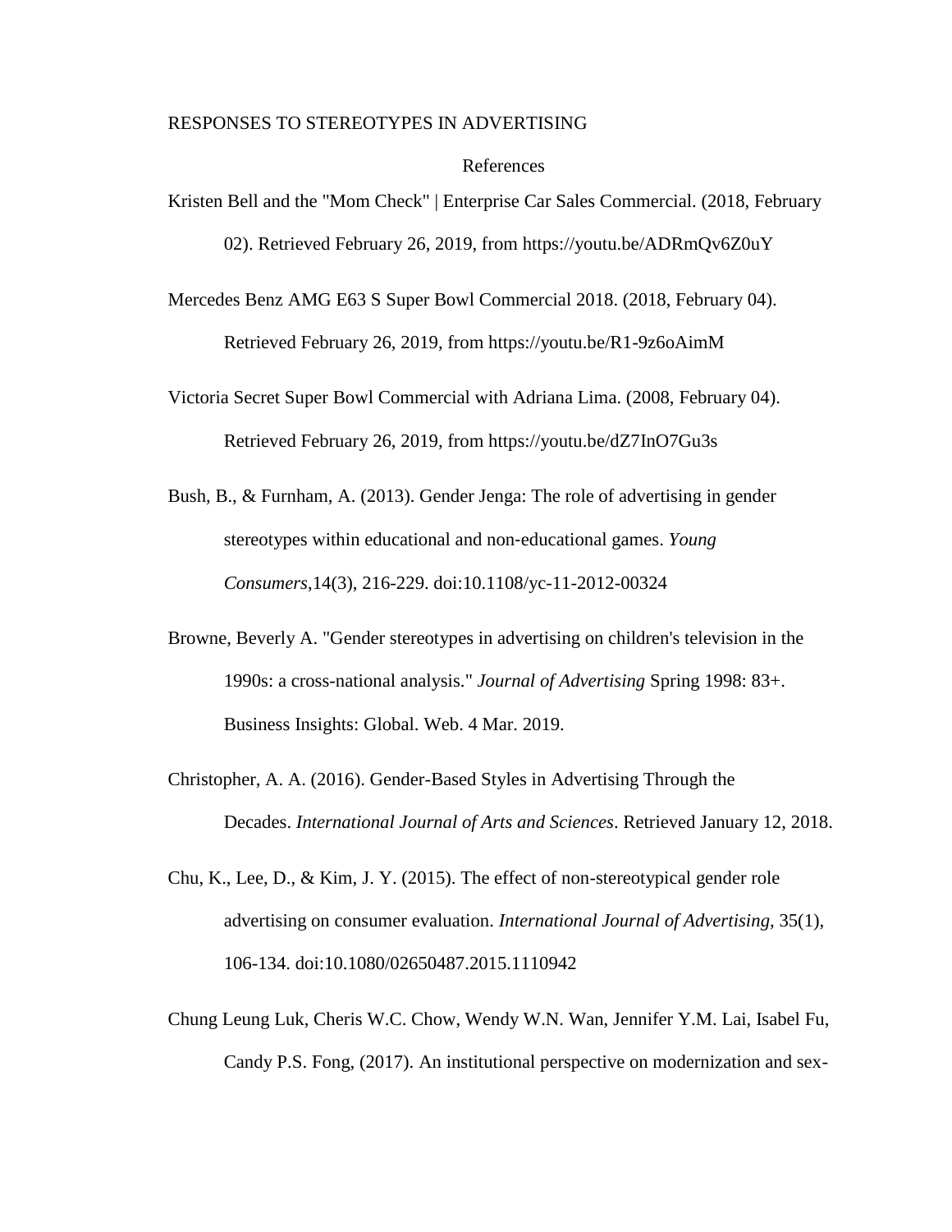# References

Kristen Bell and the "Mom Check" | Enterprise Car Sales Commercial. (2018, February 02). Retrieved February 26, 2019, from https://youtu.be/ADRmQv6Z0uY

Mercedes Benz AMG E63 S Super Bowl Commercial 2018. (2018, February 04). Retrieved February 26, 2019, from https://youtu.be/R1-9z6oAimM

Victoria Secret Super Bowl Commercial with Adriana Lima. (2008, February 04). Retrieved February 26, 2019, from https://youtu.be/dZ7InO7Gu3s

Bush, B., & Furnham, A. (2013). Gender Jenga: The role of advertising in gender stereotypes within educational and non-educational games. *Young Consumers*,14(3), 216-229. doi:10.1108/yc-11-2012-00324

Browne, Beverly A. "Gender stereotypes in advertising on children's television in the 1990s: a cross-national analysis." *Journal of Advertising* Spring 1998: 83+. Business Insights: Global. Web. 4 Mar. 2019.

Christopher, A. A. (2016). Gender-Based Styles in Advertising Through the Decades. *International Journal of Arts and Sciences*. Retrieved January 12, 2018.

Chu, K., Lee, D., & Kim, J. Y. (2015). The effect of non-stereotypical gender role advertising on consumer evaluation. *International Journal of Advertising*, 35(1), 106-134. doi:10.1080/02650487.2015.1110942

Chung Leung Luk, Cheris W.C. Chow, Wendy W.N. Wan, Jennifer Y.M. Lai, Isabel Fu, Candy P.S. Fong, (2017). An institutional perspective on modernization and sex-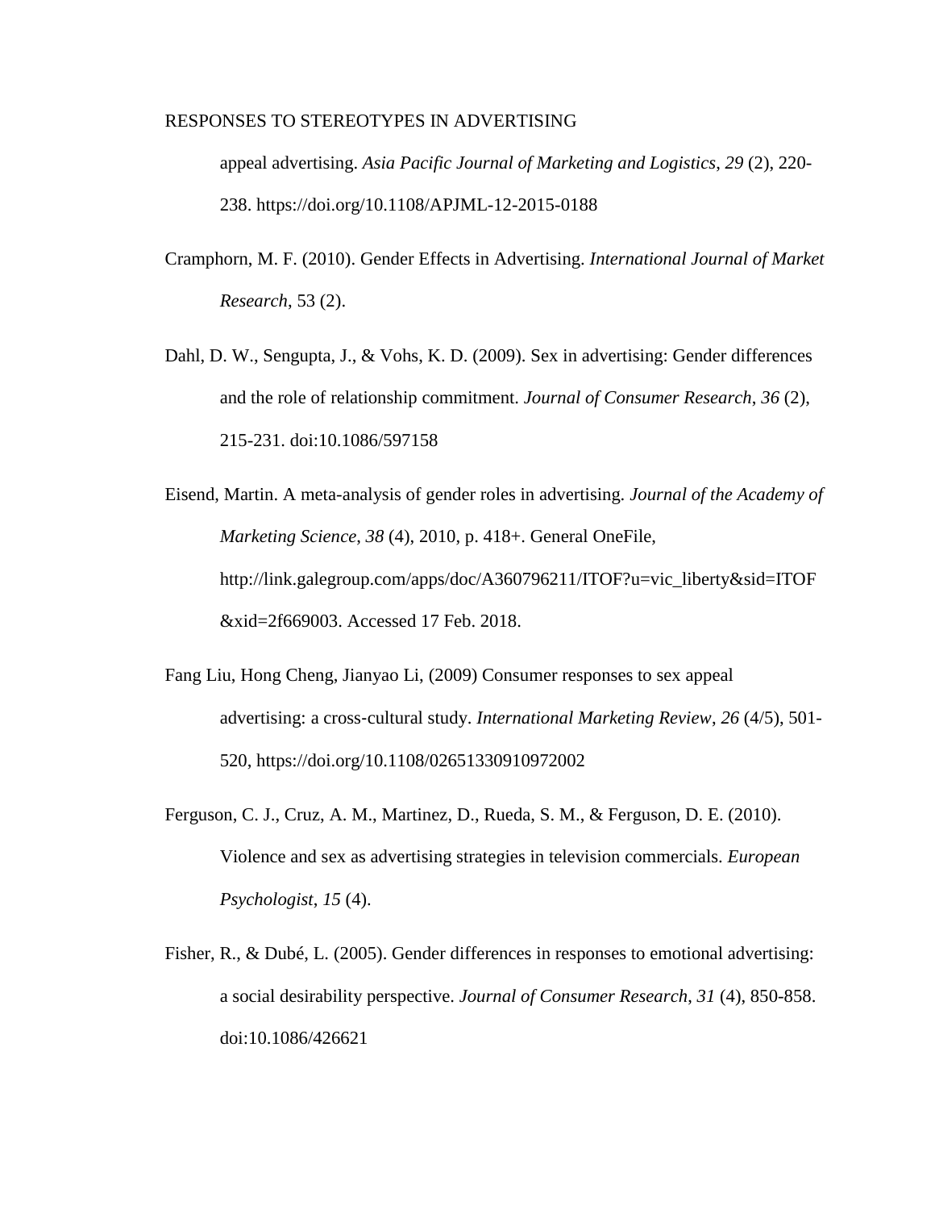appeal advertising. *Asia Pacific Journal of Marketing and Logistics*, *29* (2), 220-238. https://doi.org/10.1108/APJML-12-2015-0188

Cramphorn, M. F. (2010). Gender Effects in Advertising. *International Journal of Market Research*, 53 (2).

Dahl, D. W., Sengupta, J., & Vohs, K. D. (2009). Sex in advertising: Gender differences and the role of relationship commitment. *Journal of Consumer Research*, *36* (2), 215-231. doi:10.1086/597158

Eisend, Martin. A meta-analysis of gender roles in advertising. *Journal of the Academy of Marketing Science*, *38* (4), 2010, p. 418+. General OneFile, http://link.galegroup.com/apps/doc/A360796211/ITOF?u=vic_liberty&sid=ITOF&xid=2f669003. Accessed 17 Feb. 2018.

Fang Liu, Hong Cheng, Jianyao Li, (2009) Consumer responses to sex appeal advertising: a cross-cultural study. *International Marketing Review*, *26* (4/5), 501-520, https://doi.org/10.1108/02651330910972002

Ferguson, C. J., Cruz, A. M., Martinez, D., Rueda, S. M., & Ferguson, D. E. (2010). Violence and sex as advertising strategies in television commercials. *European Psychologist*, *15* (4).

Fisher, R., & Dubé, L. (2005). Gender differences in responses to emotional advertising: a social desirability perspective. *Journal of Consumer Research*, *31* (4), 850-858. doi:10.1086/426621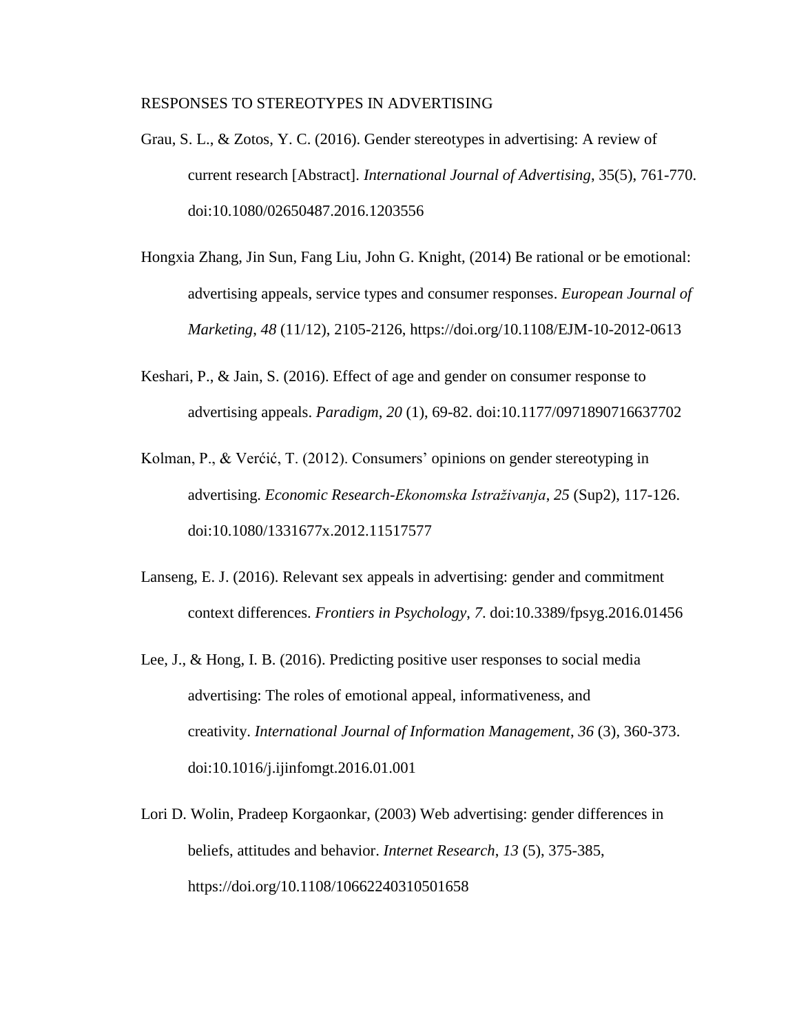Grau, S. L., & Zotos, Y. C. (2016). Gender stereotypes in advertising: A review of current research [Abstract]. *International Journal of Advertising*, 35(5), 761-770. doi:10.1080/02650487.2016.1203556

Hongxia Zhang, Jin Sun, Fang Liu, John G. Knight, (2014) Be rational or be emotional: advertising appeals, service types and consumer responses. *European Journal of Marketing*, *48* (11/12), 2105-2126, https://doi.org/10.1108/EJM-10-2012-0613

Keshari, P., & Jain, S. (2016). Effect of age and gender on consumer response to advertising appeals. *Paradigm*, *20* (1), 69-82. doi:10.1177/0971890716637702

Kolman, P., & Verćić, T. (2012). Consumers' opinions on gender stereotyping in advertising. *Economic Research-Ekonomska Istraživanja*, *25* (Sup2), 117-126. doi:10.1080/1331677x.2012.11517577

Lanseng, E. J. (2016). Relevant sex appeals in advertising: gender and commitment context differences. *Frontiers in Psychology, 7*. doi:10.3389/fpsyg.2016.01456

Lee, J., & Hong, I. B. (2016). Predicting positive user responses to social media advertising: The roles of emotional appeal, informativeness, and creativity. *International Journal of Information Management*, *36* (3), 360-373. doi:10.1016/j.ijinfomgt.2016.01.001

Lori D. Wolin, Pradeep Korgaonkar, (2003) Web advertising: gender differences in beliefs, attitudes and behavior. *Internet Research*, *13* (5), 375-385, https://doi.org/10.1108/10662240310501658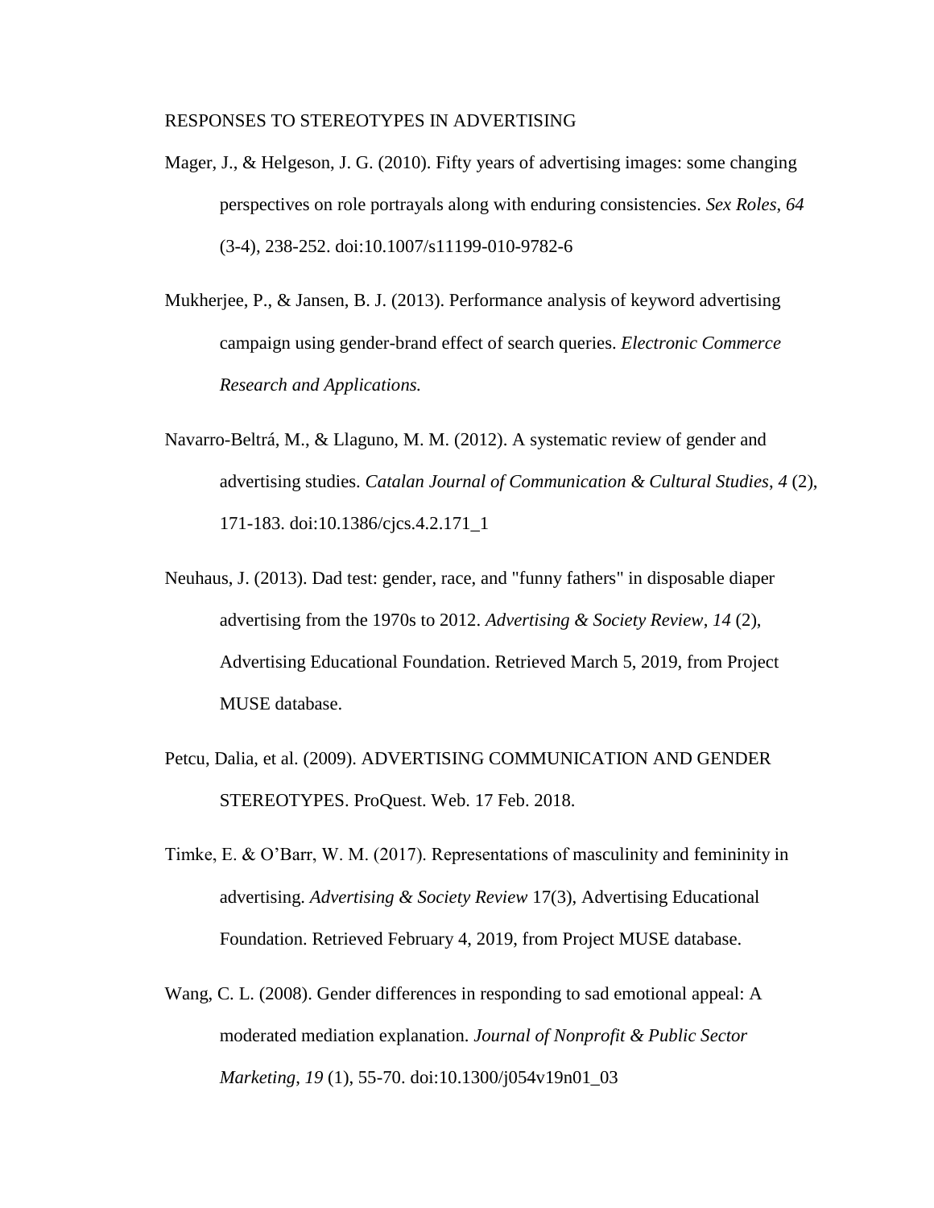Mager, J., & Helgeson, J. G. (2010). Fifty years of advertising images: some changing perspectives on role portrayals along with enduring consistencies. *Sex Roles*, *64* (3-4), 238-252. doi:10.1007/s11199-010-9782-6

Mukherjee, P., & Jansen, B. J. (2013). Performance analysis of keyword advertising campaign using gender-brand effect of search queries. *Electronic Commerce Research and Applications.*

Navarro-Beltrá, M., & Llaguno, M. M. (2012). A systematic review of gender and advertising studies. *Catalan Journal of Communication & Cultural Studies*, *4* (2), 171-183. doi:10.1386/cjcs.4.2.171_1

Neuhaus, J. (2013). Dad test: gender, race, and "funny fathers" in disposable diaper advertising from the 1970s to 2012. *Advertising & Society Review*, *14* (2), Advertising Educational Foundation. Retrieved March 5, 2019, from Project MUSE database.

Petcu, Dalia, et al. (2009). ADVERTISING COMMUNICATION AND GENDER STEREOTYPES. ProQuest. Web. 17 Feb. 2018.

Timke, E. & O'Barr, W. M. (2017). Representations of masculinity and femininity in advertising. *Advertising & Society Review* 17(3), Advertising Educational Foundation. Retrieved February 4, 2019, from Project MUSE database.

Wang, C. L. (2008). Gender differences in responding to sad emotional appeal: A moderated mediation explanation. *Journal of Nonprofit & Public Sector Marketing*, *19* (1), 55-70. doi:10.1300/j054v19n01_03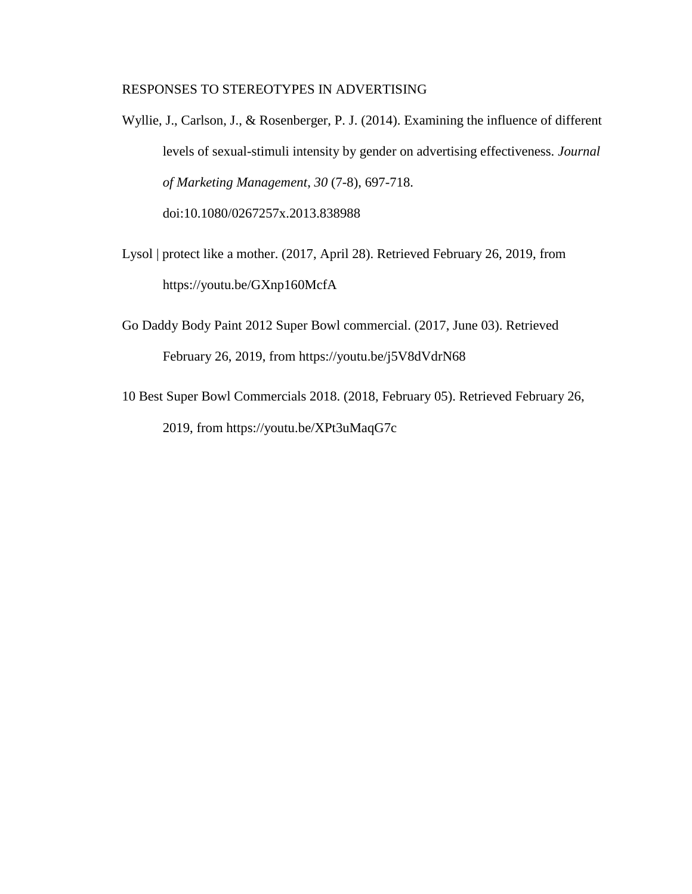Wyllie, J., Carlson, J., & Rosenberger, P. J. (2014). Examining the influence of different levels of sexual-stimuli intensity by gender on advertising effectiveness. *Journal of Marketing Management, 30* (7-8), 697-718. doi:10.1080/0267257x.2013.838988

Lysol | protect like a mother. (2017, April 28). Retrieved February 26, 2019, from https://youtu.be/GXnp160McfA

Go Daddy Body Paint 2012 Super Bowl commercial. (2017, June 03). Retrieved February 26, 2019, from https://youtu.be/j5V8dVdrN68

10 Best Super Bowl Commercials 2018. (2018, February 05). Retrieved February 26, 2019, from https://youtu.be/XPt3uMaqG7c